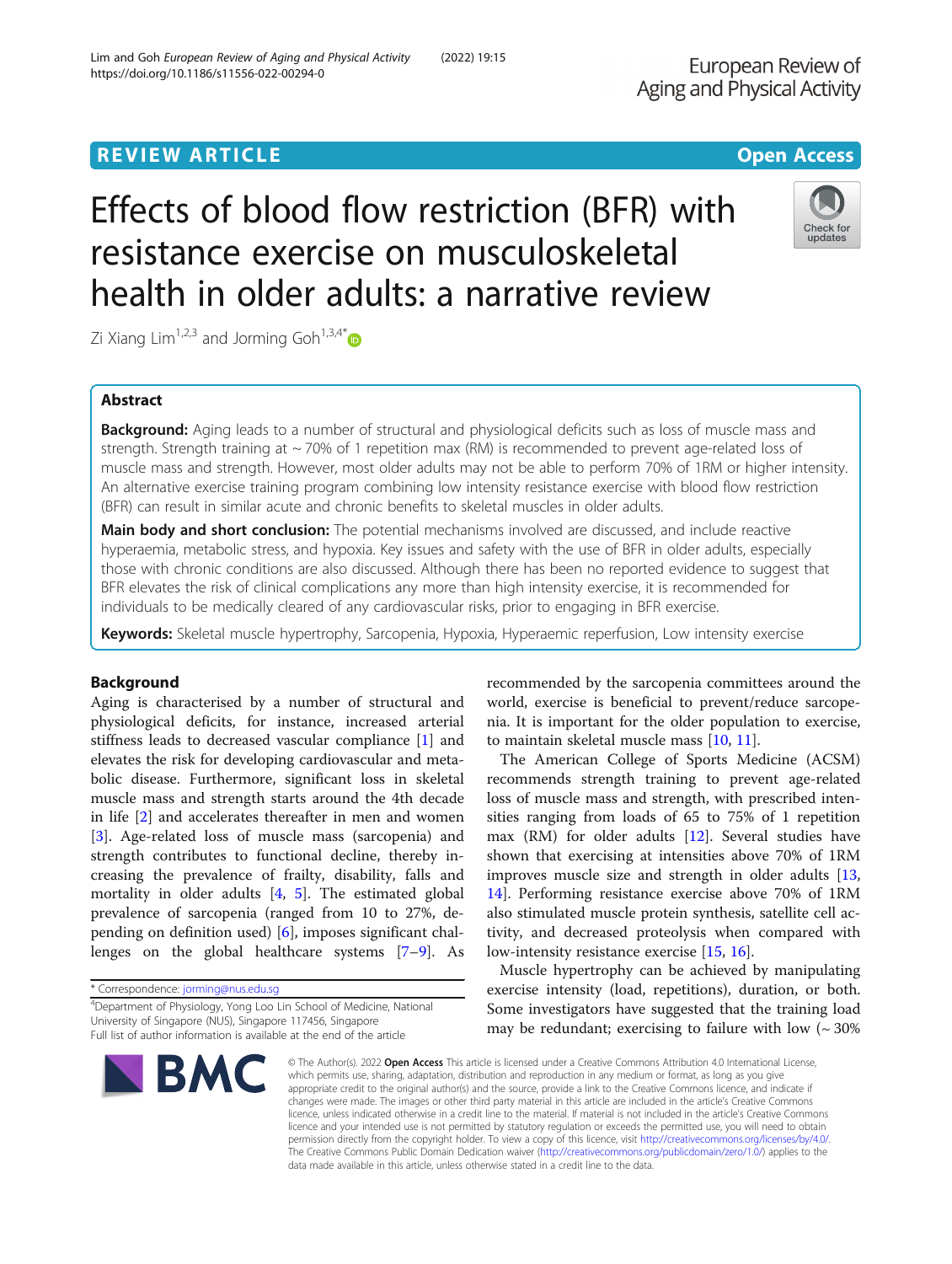REVIEW ARTICLE

Open Access

# Effects of blood flow restriction (BFR) with resistance exercise on musculoskeletal health in older adults: a narrative review

Zi Xiang Lim[1,2,3] and Jorming Goh[1,3,4*]

## Abstract

**Background:** Aging leads to a number of structural and physiological deficits such as loss of muscle mass and strength. Strength training at ~ 70% of 1 repetition max (RM) is recommended to prevent age-related loss of muscle mass and strength. However, most older adults may not be able to perform 70% of 1RM or higher intensity. An alternative exercise training program combining low intensity resistance exercise with blood flow restriction (BFR) can result in similar acute and chronic benefits to skeletal muscles in older adults.

**Main body and short conclusion:** The potential mechanisms involved are discussed, and include reactive hyperaemia, metabolic stress, and hypoxia. Key issues and safety with the use of BFR in older adults, especially those with chronic conditions are also discussed. Although there has been no reported evidence to suggest that BFR elevates the risk of clinical complications any more than high intensity exercise, it is recommended for individuals to be medically cleared of any cardiovascular risks, prior to engaging in BFR exercise.

**Keywords:** Skeletal muscle hypertrophy, Sarcopenia, Hypoxia, Hyperaemic reperfusion, Low intensity exercise

## Background

Aging is characterised by a number of structural and physiological deficits, for instance, increased arterial stiffness leads to decreased vascular compliance [1] and elevates the risk for developing cardiovascular and metabolic disease. Furthermore, significant loss in skeletal muscle mass and strength starts around the 4th decade in life [2] and accelerates thereafter in men and women [3]. Age-related loss of muscle mass (sarcopenia) and strength contributes to functional decline, thereby increasing the prevalence of frailty, disability, falls and mortality in older adults [4, 5]. The estimated global prevalence of sarcopenia (ranged from 10 to 27%, depending on definition used) [6], imposes significant challenges on the global healthcare systems [7–9]. As recommended by the sarcopenia committees around the world, exercise is beneficial to prevent/reduce sarcopenia. It is important for the older population to exercise, to maintain skeletal muscle mass [10, 11].

The American College of Sports Medicine (ACSM) recommends strength training to prevent age-related loss of muscle mass and strength, with prescribed intensities ranging from loads of 65 to 75% of 1 repetition max (RM) for older adults [12]. Several studies have shown that exercising at intensities above 70% of 1RM improves muscle size and strength in older adults [13, 14]. Performing resistance exercise above 70% of 1RM also stimulated muscle protein synthesis, satellite cell activity, and decreased proteolysis when compared with low-intensity resistance exercise [15, 16].

Muscle hypertrophy can be achieved by manipulating exercise intensity (load, repetitions), duration, or both. Some investigators have suggested that the training load may be redundant; exercising to failure with low (~ 30%

\* Correspondence: jorming@nus.edu.sg
[4]Department of Physiology, Yong Loo Lin School of Medicine, National University of Singapore (NUS), Singapore 117456, Singapore
Full list of author information is available at the end of the article

© The Author(s). 2022 **Open Access** This article is licensed under a Creative Commons Attribution 4.0 International License, which permits use, sharing, adaptation, distribution and reproduction in any medium or format, as long as you give appropriate credit to the original author(s) and the source, provide a link to the Creative Commons licence, and indicate if changes were made. The images or other third party material in this article are included in the article's Creative Commons licence, unless indicated otherwise in a credit line to the material. If material is not included in the article's Creative Commons licence and your intended use is not permitted by statutory regulation or exceeds the permitted use, you will need to obtain permission directly from the copyright holder. To view a copy of this licence, visit http://creativecommons.org/licenses/by/4.0/. The Creative Commons Public Domain Dedication waiver (http://creativecommons.org/publicdomain/zero/1.0/) applies to the data made available in this article, unless otherwise stated in a credit line to the data.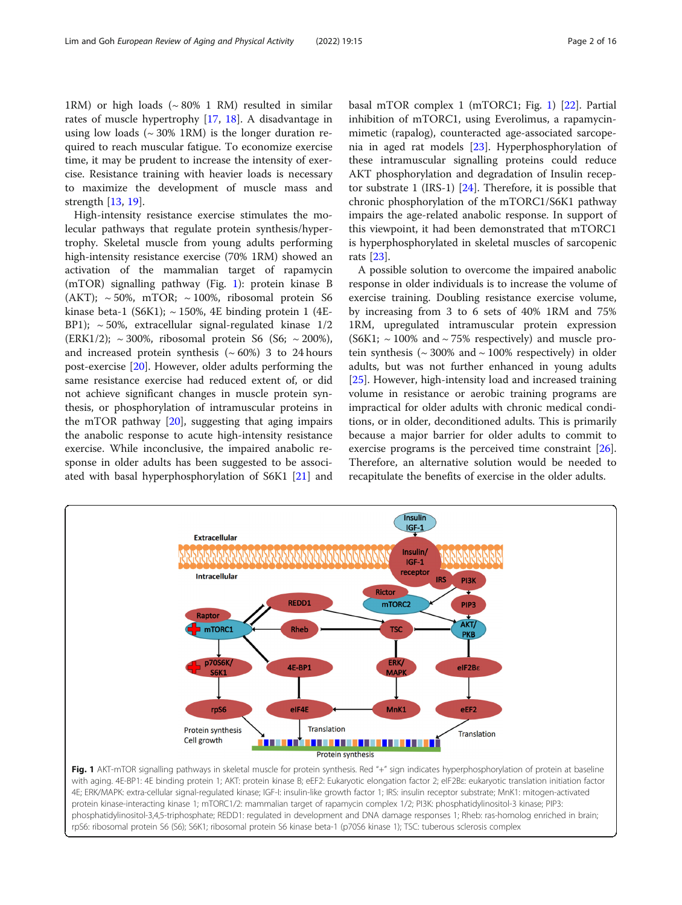1RM) or high loads (~ 80% 1 RM) resulted in similar rates of muscle hypertrophy [17, 18]. A disadvantage in using low loads (~ 30% 1RM) is the longer duration required to reach muscular fatigue. To economize exercise time, it may be prudent to increase the intensity of exercise. Resistance training with heavier loads is necessary to maximize the development of muscle mass and strength [13, 19].

High-intensity resistance exercise stimulates the molecular pathways that regulate protein synthesis/hypertrophy. Skeletal muscle from young adults performing high-intensity resistance exercise (70% 1RM) showed an activation of the mammalian target of rapamycin (mTOR) signalling pathway (Fig. 1): protein kinase B (AKT); ~ 50%, mTOR; ~ 100%, ribosomal protein S6 kinase beta-1 (S6K1); ~ 150%, 4E binding protein 1 (4E-BP1); ~ 50%, extracellular signal-regulated kinase 1/2 (ERK1/2); ~ 300%, ribosomal protein S6 (S6; ~ 200%), and increased protein synthesis (~ 60%) 3 to 24 hours post-exercise [20]. However, older adults performing the same resistance exercise had reduced extent of, or did not achieve significant changes in muscle protein synthesis, or phosphorylation of intramuscular proteins in the mTOR pathway [20], suggesting that aging impairs the anabolic response to acute high-intensity resistance exercise. While inconclusive, the impaired anabolic response in older adults has been suggested to be associated with basal hyperphosphorylation of S6K1 [21] and basal mTOR complex 1 (mTORC1; Fig. 1) [22]. Partial inhibition of mTORC1, using Everolimus, a rapamycin-mimetic (rapalog), counteracted age-associated sarcopenia in aged rat models [23]. Hyperphosphorylation of these intramuscular signalling proteins could reduce AKT phosphorylation and degradation of Insulin receptor substrate 1 (IRS-1) [24]. Therefore, it is possible that chronic phosphorylation of the mTORC1/S6K1 pathway impairs the age-related anabolic response. In support of this viewpoint, it had been demonstrated that mTORC1 is hyperphosphorylated in skeletal muscles of sarcopenic rats [23].

A possible solution to overcome the impaired anabolic response in older individuals is to increase the volume of exercise training. Doubling resistance exercise volume, by increasing from 3 to 6 sets of 40% 1RM and 75% 1RM, upregulated intramuscular protein expression (S6K1; ~ 100% and ~ 75% respectively) and muscle protein synthesis (~ 300% and ~ 100% respectively) in older adults, but was not further enhanced in young adults [25]. However, high-intensity load and increased training volume in resistance or aerobic training programs are impractical for older adults with chronic medical conditions, or in older, deconditioned adults. This is primarily because a major barrier for older adults to commit to exercise programs is the perceived time constraint [26]. Therefore, an alternative solution would be needed to recapitulate the benefits of exercise in the older adults.

**Fig. 1** AKT-mTOR signalling pathways in skeletal muscle for protein synthesis. Red "+" sign indicates hyperphosphorylation of protein at baseline with aging. 4E-BP1: 4E binding protein 1; AKT: protein kinase B; eEF2: Eukaryotic elongation factor 2; eIF2Bε: eukaryotic translation initiation factor 4E; ERK/MAPK: extra-cellular signal-regulated kinase; IGF-I: insulin-like growth factor 1; IRS: insulin receptor substrate; MnK1: mitogen-activated protein kinase-interacting kinase 1; mTORC1/2: mammalian target of rapamycin complex 1/2; PI3K: phosphatidylinositol-3 kinase; PIP3: phosphatidylinositol-3,4,5-triphosphate; REDD1: regulated in development and DNA damage responses 1; Rheb: ras-homolog enriched in brain; rpS6: ribosomal protein S6 (S6); S6K1; ribosomal protein S6 kinase beta-1 (p70S6 kinase 1); TSC: tuberous sclerosis complex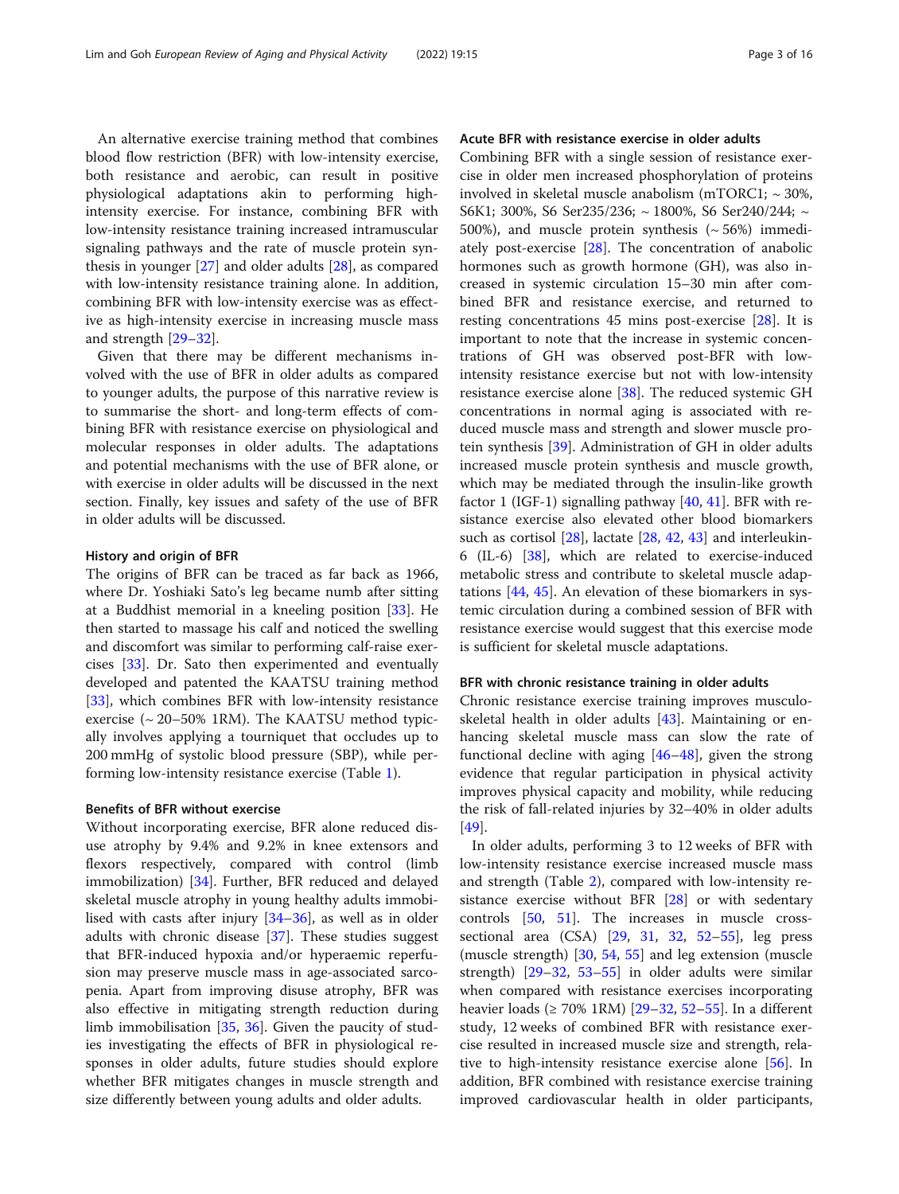An alternative exercise training method that combines blood flow restriction (BFR) with low-intensity exercise, both resistance and aerobic, can result in positive physiological adaptations akin to performing high-intensity exercise. For instance, combining BFR with low-intensity resistance training increased intramuscular signaling pathways and the rate of muscle protein synthesis in younger [27] and older adults [28], as compared with low-intensity resistance training alone. In addition, combining BFR with low-intensity exercise was as effective as high-intensity exercise in increasing muscle mass and strength [29–32].

Given that there may be different mechanisms involved with the use of BFR in older adults as compared to younger adults, the purpose of this narrative review is to summarise the short- and long-term effects of combining BFR with resistance exercise on physiological and molecular responses in older adults. The adaptations and potential mechanisms with the use of BFR alone, or with exercise in older adults will be discussed in the next section. Finally, key issues and safety of the use of BFR in older adults will be discussed.

### History and origin of BFR

The origins of BFR can be traced as far back as 1966, where Dr. Yoshiaki Sato's leg became numb after sitting at a Buddhist memorial in a kneeling position [33]. He then started to massage his calf and noticed the swelling and discomfort was similar to performing calf-raise exercises [33]. Dr. Sato then experimented and eventually developed and patented the KAATSU training method [33], which combines BFR with low-intensity resistance exercise (~ 20–50% 1RM). The KAATSU method typically involves applying a tourniquet that occludes up to 200 mmHg of systolic blood pressure (SBP), while performing low-intensity resistance exercise (Table 1).

### Benefits of BFR without exercise

Without incorporating exercise, BFR alone reduced disuse atrophy by 9.4% and 9.2% in knee extensors and flexors respectively, compared with control (limb immobilization) [34]. Further, BFR reduced and delayed skeletal muscle atrophy in young healthy adults immobilised with casts after injury [34–36], as well as in older adults with chronic disease [37]. These studies suggest that BFR-induced hypoxia and/or hyperaemic reperfusion may preserve muscle mass in age-associated sarcopenia. Apart from improving disuse atrophy, BFR was also effective in mitigating strength reduction during limb immobilisation [35, 36]. Given the paucity of studies investigating the effects of BFR in physiological responses in older adults, future studies should explore whether BFR mitigates changes in muscle strength and size differently between young adults and older adults.

### Acute BFR with resistance exercise in older adults

Combining BFR with a single session of resistance exercise in older men increased phosphorylation of proteins involved in skeletal muscle anabolism (mTORC1; ~ 30%, S6K1; 300%, S6 Ser235/236; ~ 1800%, S6 Ser240/244; ~ 500%), and muscle protein synthesis (~ 56%) immediately post-exercise [28]. The concentration of anabolic hormones such as growth hormone (GH), was also increased in systemic circulation 15–30 min after combined BFR and resistance exercise, and returned to resting concentrations 45 mins post-exercise [28]. It is important to note that the increase in systemic concentrations of GH was observed post-BFR with low-intensity resistance exercise but not with low-intensity resistance exercise alone [38]. The reduced systemic GH concentrations in normal aging is associated with reduced muscle mass and strength and slower muscle protein synthesis [39]. Administration of GH in older adults increased muscle protein synthesis and muscle growth, which may be mediated through the insulin-like growth factor 1 (IGF-1) signalling pathway [40, 41]. BFR with resistance exercise also elevated other blood biomarkers such as cortisol [28], lactate [28, 42, 43] and interleukin-6 (IL-6) [38], which are related to exercise-induced metabolic stress and contribute to skeletal muscle adaptations [44, 45]. An elevation of these biomarkers in systemic circulation during a combined session of BFR with resistance exercise would suggest that this exercise mode is sufficient for skeletal muscle adaptations.

### BFR with chronic resistance training in older adults

Chronic resistance exercise training improves musculoskeletal health in older adults [43]. Maintaining or enhancing skeletal muscle mass can slow the rate of functional decline with aging [46–48], given the strong evidence that regular participation in physical activity improves physical capacity and mobility, while reducing the risk of fall-related injuries by 32–40% in older adults [49].

In older adults, performing 3 to 12 weeks of BFR with low-intensity resistance exercise increased muscle mass and strength (Table 2), compared with low-intensity resistance exercise without BFR [28] or with sedentary controls [50, 51]. The increases in muscle cross-sectional area (CSA) [29, 31, 32, 52–55], leg press (muscle strength) [30, 54, 55] and leg extension (muscle strength) [29–32, 53–55] in older adults were similar when compared with resistance exercises incorporating heavier loads (≥ 70% 1RM) [29–32, 52–55]. In a different study, 12 weeks of combined BFR with resistance exercise resulted in increased muscle size and strength, relative to high-intensity resistance exercise alone [56]. In addition, BFR combined with resistance exercise training improved cardiovascular health in older participants,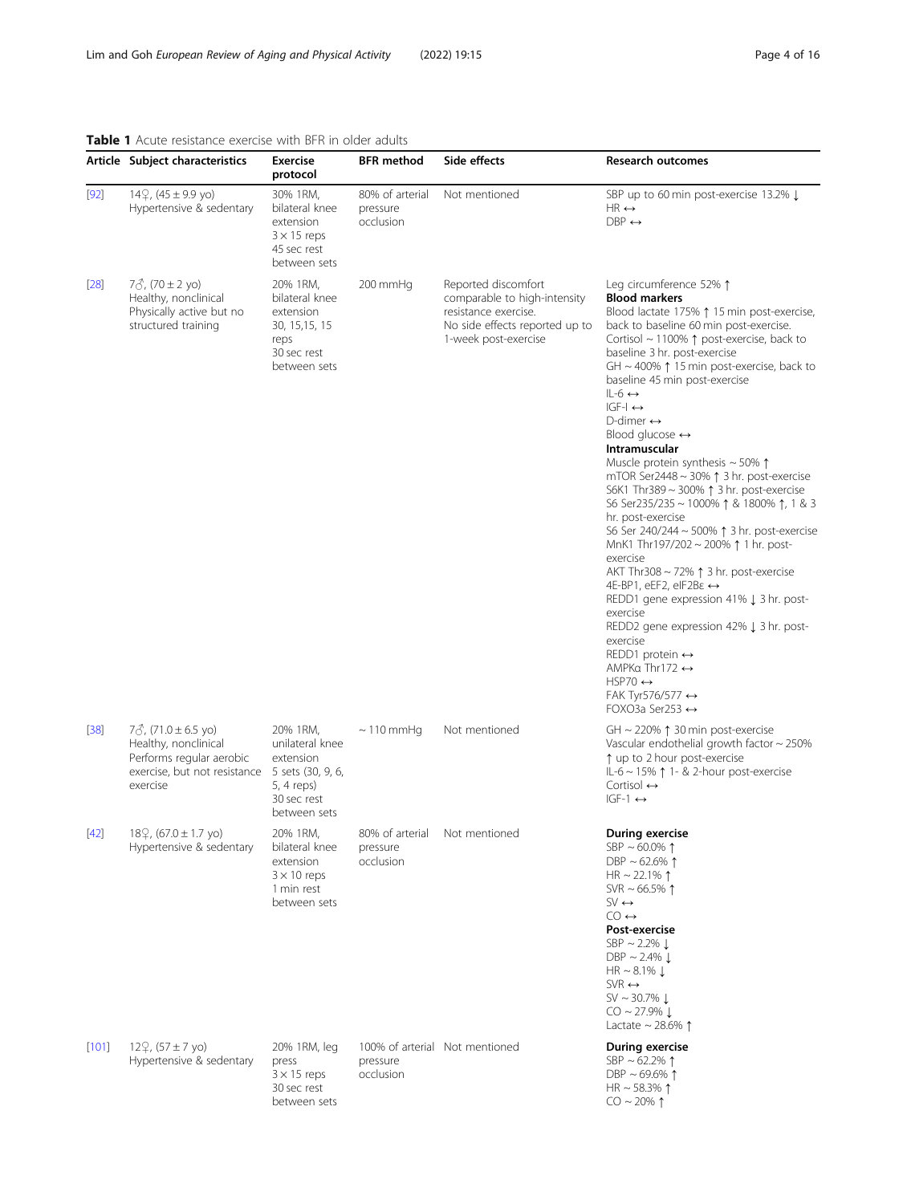**Table 1** Acute resistance exercise with BFR in older adults

| Article | Subject characteristics | Exercise protocol | BFR method | Side effects | Research outcomes |
|---|---|---|---|---|---|
| [92] | 14♀, (45 ± 9.9 yo)<br>Hypertensive & sedentary | 30% 1RM, bilateral knee extension<br>3 × 15 reps<br>45 sec rest between sets | 80% of arterial pressure occlusion | Not mentioned | SBP up to 60 min post-exercise 13.2% ↓<br>HR ↔<br>DBP ↔ |
| [28] | 7♂, (70 ± 2 yo)<br>Healthy, nonclinical<br>Physically active but no structured training | 20% 1RM, bilateral knee extension<br>30, 15,15, 15 reps<br>30 sec rest between sets | 200 mmHg | Reported discomfort comparable to high-intensity resistance exercise.<br>No side effects reported up to 1-week post-exercise | Leg circumference 52% ↑<br>**Blood markers**<br>Blood lactate 175% ↑ 15 min post-exercise, back to baseline 60 min post-exercise.<br>Cortisol ~ 1100% ↑ post-exercise, back to baseline 3 hr. post-exercise<br>GH ~ 400% ↑ 15 min post-exercise, back to baseline 45 min post-exercise<br>IL-6 ↔<br>IGF-I ↔<br>D-dimer ↔<br>Blood glucose ↔<br>**Intramuscular**<br>Muscle protein synthesis ~ 50% ↑<br>mTOR Ser2448 ~ 30% ↑ 3 hr. post-exercise<br>S6K1 Thr389 ~ 300% ↑ 3 hr. post-exercise<br>S6 Ser235/235 ~ 1000% ↑ & 1800% ↑, 1 & 3 hr. post-exercise<br>S6 Ser 240/244 ~ 500% ↑ 3 hr. post-exercise<br>MnK1 Thr197/202 ~ 200% ↑ 1 hr. post-exercise<br>AKT Thr308 ~ 72% ↑ 3 hr. post-exercise<br>4E-BP1, eEF2, eIF2Bε ↔<br>REDD1 gene expression 41% ↓ 3 hr. post-exercise<br>REDD2 gene expression 42% ↓ 3 hr. post-exercise<br>REDD1 protein ↔<br>AMPKα Thr172 ↔<br>HSP70 ↔<br>FAK Tyr576/577 ↔<br>FOXO3a Ser253 ↔ |
| [38] | 7♂, (71.0 ± 6.5 yo)<br>Healthy, nonclinical<br>Performs regular aerobic exercise, but not resistance exercise | 20% 1RM, unilateral knee extension<br>5 sets (30, 9, 6, 5, 4 reps)<br>30 sec rest between sets | ~ 110 mmHg | Not mentioned | GH ~ 220% ↑ 30 min post-exercise<br>Vascular endothelial growth factor ~ 250% ↑ up to 2 hour post-exercise<br>IL-6 ~ 15% ↑ 1- & 2-hour post-exercise<br>Cortisol ↔<br>IGF-1 ↔ |
| [42] | 18♀, (67.0 ± 1.7 yo)<br>Hypertensive & sedentary | 20% 1RM, bilateral knee extension<br>3 × 10 reps<br>1 min rest between sets | 80% of arterial pressure occlusion | Not mentioned | **During exercise**<br>SBP ~ 60.0% ↑<br>DBP ~ 62.6% ↑<br>HR ~ 22.1% ↑<br>SVR ~ 66.5% ↑<br>SV ↔<br>CO ↔<br>**Post-exercise**<br>SBP ~ 2.2% ↓<br>DBP ~ 2.4% ↓<br>HR ~ 8.1% ↓<br>SVR ↔<br>SV ~ 30.7% ↓<br>CO ~ 27.9% ↓<br>Lactate ~ 28.6% ↑ |
| [101] | 12♀, (57 ± 7 yo)<br>Hypertensive & sedentary | 20% 1RM, leg press<br>3 × 15 reps<br>30 sec rest between sets | 100% of arterial pressure occlusion | Not mentioned | **During exercise**<br>SBP ~ 62.2% ↑<br>DBP ~ 69.6% ↑<br>HR ~ 58.3% ↑<br>CO ~ 20% ↑ |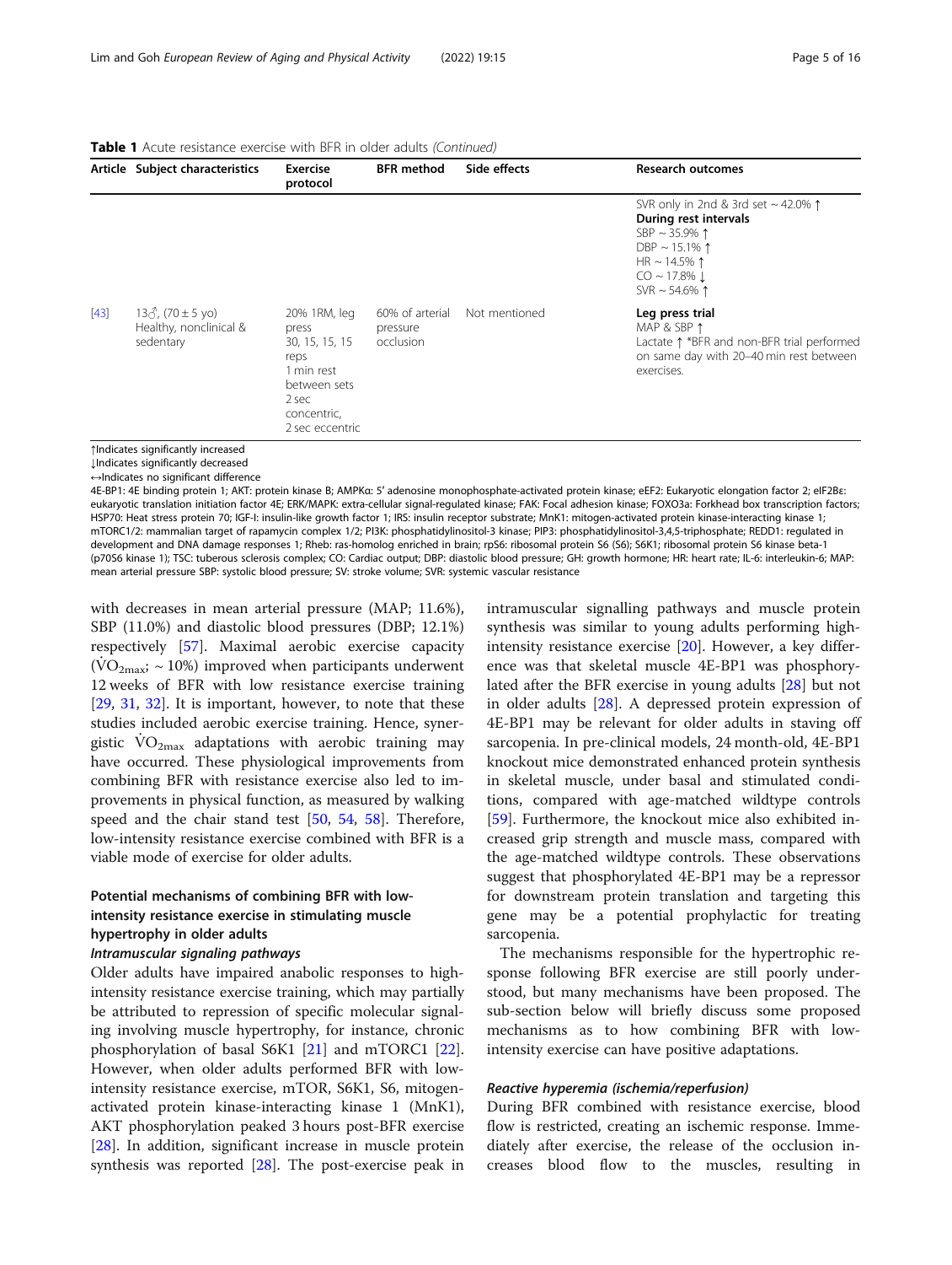**Table 1** Acute resistance exercise with BFR in older adults *(Continued)*

| Article | Subject characteristics | Exercise protocol | BFR method | Side effects | Research outcomes |
|---|---|---|---|---|---|
| | | | | | SVR only in 2nd & 3rd set ~ 42.0% ↑<br>**During rest intervals**<br>SBP ~ 35.9% ↑<br>DBP ~ 15.1% ↑<br>HR ~ 14.5% ↑<br>CO ~ 17.8% ↓<br>SVR ~ 54.6% ↑ |
| [43] | 13♂, (70 ± 5 yo)<br>Healthy, nonclinical & sedentary | 20% 1RM, leg press<br>30, 15, 15, 15 reps<br>1 min rest between sets<br>2 sec concentric,<br>2 sec eccentric | 60% of arterial pressure occlusion | Not mentioned | **Leg press trial**<br>MAP & SBP ↑<br>Lactate ↑ *BFR and non-BFR trial performed on same day with 20–40 min rest between exercises. |

↑Indicates significantly increased
↓Indicates significantly decreased
↔Indicates no significant difference
4E-BP1: 4E binding protein 1; AKT: protein kinase B; AMPKα: 5′ adenosine monophosphate-activated protein kinase; eEF2: Eukaryotic elongation factor 2; eIF2Bε: eukaryotic translation initiation factor 4E; ERK/MAPK: extra-cellular signal-regulated kinase; FAK: Focal adhesion kinase; FOXO3a: Forkhead box transcription factors; HSP70: Heat stress protein 70; IGF-I: insulin-like growth factor 1; IRS: insulin receptor substrate; MnK1: mitogen-activated protein kinase-interacting kinase 1; mTORC1/2: mammalian target of rapamycin complex 1/2; PI3K: phosphatidylinositol-3 kinase; PIP3: phosphatidylinositol-3,4,5-triphosphate; REDD1: regulated in development and DNA damage responses 1; Rheb: ras-homolog enriched in brain; rpS6: ribosomal protein S6 (S6); S6K1; ribosomal protein S6 kinase beta-1 (p70S6 kinase 1); TSC: tuberous sclerosis complex; CO: Cardiac output; DBP: diastolic blood pressure; GH: growth hormone; HR: heart rate; IL-6: interleukin-6; MAP: mean arterial pressure SBP: systolic blood pressure; SV: stroke volume; SVR: systemic vascular resistance

with decreases in mean arterial pressure (MAP; 11.6%), SBP (11.0%) and diastolic blood pressures (DBP; 12.1%) respectively [57]. Maximal aerobic exercise capacity ($\dot{V}O_{2max}$; ~ 10%) improved when participants underwent 12 weeks of BFR with low resistance exercise training [29, 31, 32]. It is important, however, to note that these studies included aerobic exercise training. Hence, synergistic $\dot{V}O_{2max}$ adaptations with aerobic training may have occurred. These physiological improvements from combining BFR with resistance exercise also led to improvements in physical function, as measured by walking speed and the chair stand test [50, 54, 58]. Therefore, low-intensity resistance exercise combined with BFR is a viable mode of exercise for older adults.

## Potential mechanisms of combining BFR with low-intensity resistance exercise in stimulating muscle hypertrophy in older adults

### *Intramuscular signaling pathways*

Older adults have impaired anabolic responses to high-intensity resistance exercise training, which may partially be attributed to repression of specific molecular signaling involving muscle hypertrophy, for instance, chronic phosphorylation of basal S6K1 [21] and mTORC1 [22]. However, when older adults performed BFR with low-intensity resistance exercise, mTOR, S6K1, S6, mitogen-activated protein kinase-interacting kinase 1 (MnK1), AKT phosphorylation peaked 3 hours post-BFR exercise [28]. In addition, significant increase in muscle protein synthesis was reported [28]. The post-exercise peak in intramuscular signalling pathways and muscle protein synthesis was similar to young adults performing high-intensity resistance exercise [20]. However, a key difference was that skeletal muscle 4E-BP1 was phosphorylated after the BFR exercise in young adults [28] but not in older adults [28]. A depressed protein expression of 4E-BP1 may be relevant for older adults in staving off sarcopenia. In pre-clinical models, 24 month-old, 4E-BP1 knockout mice demonstrated enhanced protein synthesis in skeletal muscle, under basal and stimulated conditions, compared with age-matched wildtype controls [59]. Furthermore, the knockout mice also exhibited increased grip strength and muscle mass, compared with the age-matched wildtype controls. These observations suggest that phosphorylated 4E-BP1 may be a repressor for downstream protein translation and targeting this gene may be a potential prophylactic for treating sarcopenia.

The mechanisms responsible for the hypertrophic response following BFR exercise are still poorly understood, but many mechanisms have been proposed. The sub-section below will briefly discuss some proposed mechanisms as to how combining BFR with low-intensity exercise can have positive adaptations.

### *Reactive hyperemia (ischemia/reperfusion)*

During BFR combined with resistance exercise, blood flow is restricted, creating an ischemic response. Immediately after exercise, the release of the occlusion increases blood flow to the muscles, resulting in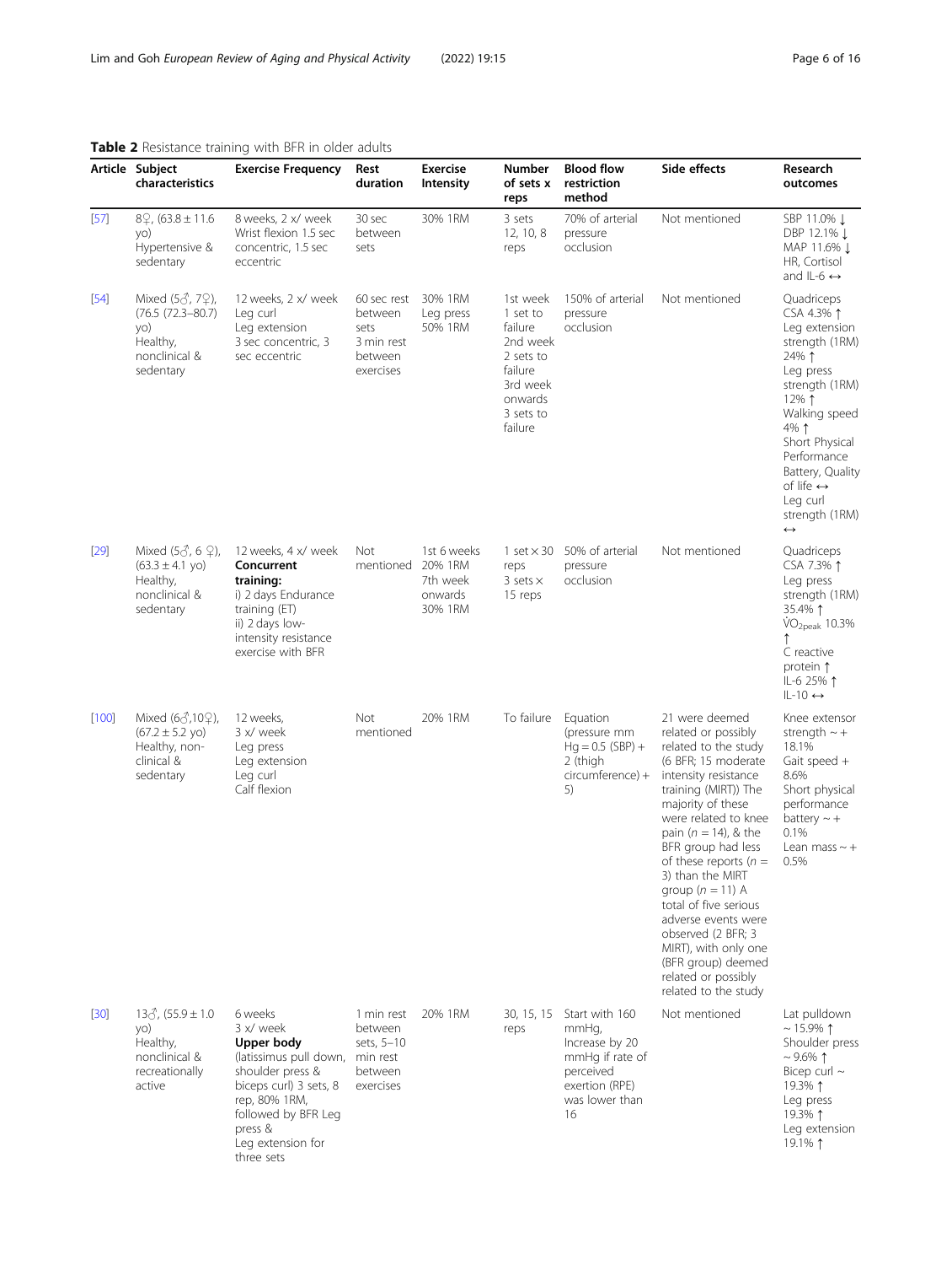**Table 2** Resistance training with BFR in older adults

| Article | Subject characteristics | Exercise Frequency | Rest duration | Exercise Intensity | Number of sets x reps | Blood flow restriction method | Side effects | Research outcomes |
|---|---|---|---|---|---|---|---|---|
| [57] | 8♀, (63.8 ± 11.6 yo) Hypertensive & sedentary | 8 weeks, 2 x/ week Wrist flexion 1.5 sec concentric, 1.5 sec eccentric | 30 sec between sets | 30% 1RM | 3 sets 12, 10, 8 reps | 70% of arterial pressure occlusion | Not mentioned | SBP 11.0% ↓ DBP 12.1% ↓ MAP 11.6% ↓ HR, Cortisol and IL-6 ↔ |
| [54] | Mixed (5♂, 7♀), (76.5 (72.3–80.7) yo) Healthy, nonclinical & sedentary | 12 weeks, 2 x/ week Leg curl Leg extension 3 sec concentric, 3 sec eccentric | 60 sec rest between sets 3 min rest between exercises | 30% 1RM Leg press 50% 1RM | 1st week 1 set to failure 2nd week 2 sets to failure 3rd week onwards 3 sets to failure | 150% of arterial pressure occlusion | Not mentioned | Quadriceps CSA 4.3% ↑ Leg extension strength (1RM) 24% ↑ Leg press strength (1RM) 12% ↑ Walking speed 4% ↑ Short Physical Performance Battery, Quality of life ↔ Leg curl strength (1RM) ↔ |
| [29] | Mixed (5♂, 6 ♀), (63.3 ± 4.1 yo) Healthy, nonclinical & sedentary | 12 weeks, 4 x/ week **Concurrent training:** i) 2 days Endurance training (ET) ii) 2 days low-intensity resistance exercise with BFR | Not mentioned | 1st 6 weeks 20% 1RM 7th week onwards 30% 1RM | 1 set × 30 reps 3 sets × 15 reps | 50% of arterial pressure occlusion | Not mentioned | Quadriceps CSA 7.3% ↑ Leg press strength (1RM) 35.4% ↑ $\dot{V}O_{2peak}$ 10.3% ↑ C reactive protein ↑ IL-6 25% ↑ IL-10 ↔ |
| [100] | Mixed (6♂,10♀), (67.2 ± 5.2 yo) Healthy, non-clinical & sedentary | 12 weeks, 3 x/ week Leg press Leg extension Leg curl Calf flexion | Not mentioned | 20% 1RM | To failure | Equation (pressure mm Hg = 0.5 (SBP) + 2 (thigh circumference) + 5) | 21 were deemed related or possibly related to the study (6 BFR; 15 moderate intensity resistance training (MIRT)) The majority of these were related to knee pain (n = 14), & the BFR group had less of these reports (n = 3) than the MIRT group (n = 11) A total of five serious adverse events were observed (2 BFR; 3 MIRT), with only one (BFR group) deemed related or possibly related to the study | Knee extensor strength ~ + 18.1% Gait speed + 8.6% Short physical performance battery ~ + 0.1% Lean mass ~ + 0.5% |
| [30] | 13♂, (55.9 ± 1.0 yo) Healthy, nonclinical & recreationally active | 6 weeks 3 x/ week **Upper body** (latissimus pull down, shoulder press & biceps curl) 3 sets, 8 rep, 80% 1RM, followed by BFR Leg press & Leg extension for three sets | 1 min rest between sets, 5–10 min rest between exercises | 20% 1RM | 30, 15, 15 reps | Start with 160 mmHg, Increase by 20 mmHg if rate of perceived exertion (RPE) was lower than 16 | Not mentioned | Lat pulldown ~ 15.9% ↑ Shoulder press ~ 9.6% ↑ Bicep curl ~ 19.3% ↑ Leg press 19.3% ↑ Leg extension 19.1% ↑ |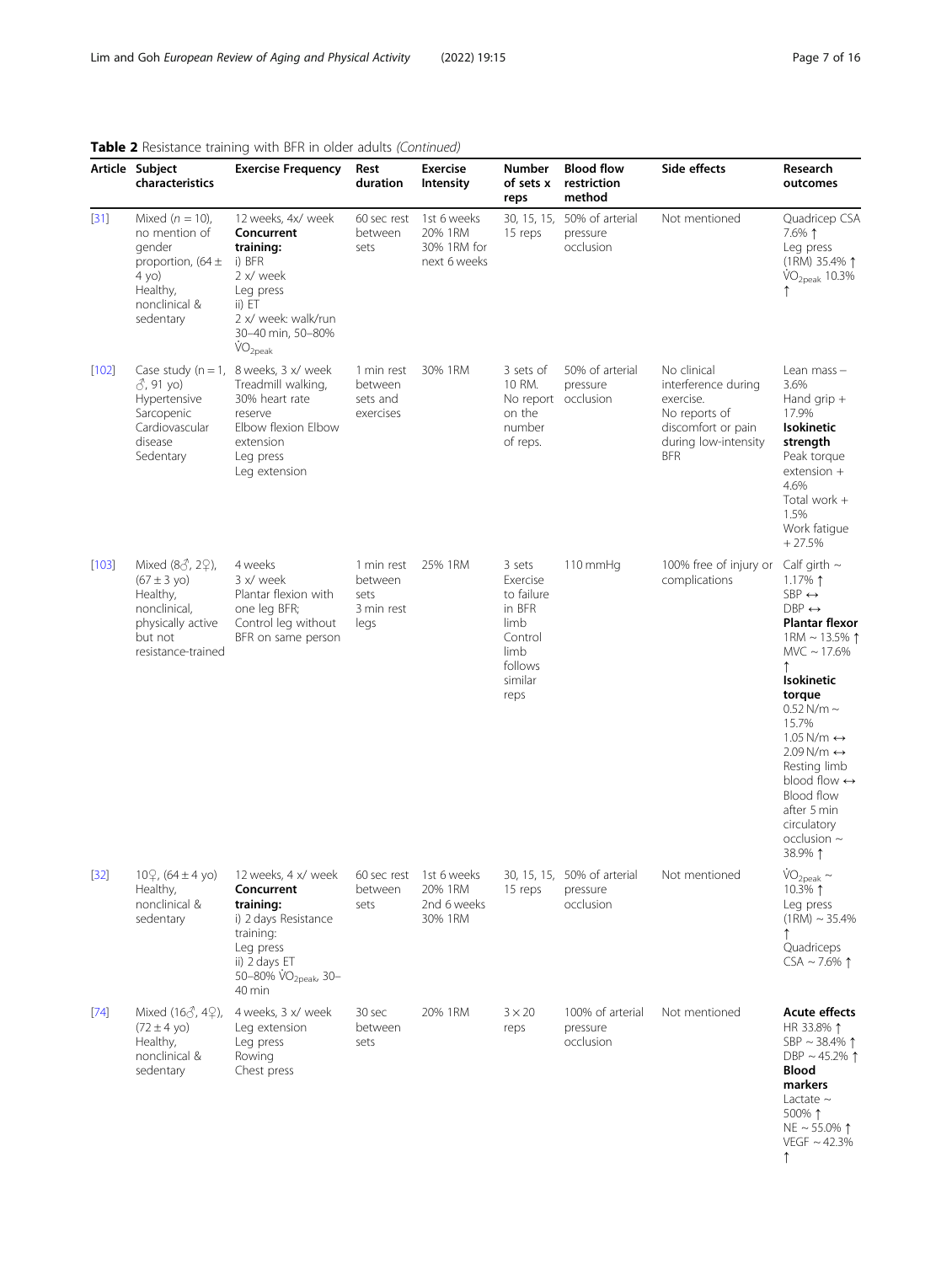**Table 2** Resistance training with BFR in older adults *(Continued)*

| Article | Subject characteristics | Exercise Frequency | Rest duration | Exercise Intensity | Number of sets x reps | Blood flow restriction method | Side effects | Research outcomes |
|---|---|---|---|---|---|---|---|---|
| [31] | Mixed ($n = 10$), no mention of gender proportion, (64 ± 4 yo) Healthy, nonclinical & sedentary | 12 weeks, 4x/ week **Concurrent training:** i) BFR 2 x/ week Leg press ii) ET 2 x/ week: walk/run 30–40 min, 50–80% $\dot{V}O_{2peak}$ | 60 sec rest between sets | 1st 6 weeks 20% 1RM 30% 1RM for next 6 weeks | 30, 15, 15, 15 reps | 50% of arterial pressure occlusion | Not mentioned | Quadricep CSA 7.6% ↑ Leg press (1RM) 35.4% ↑ $\dot{V}O_{2peak}$ 10.3% ↑ |
| [102] | Case study (n = 1, ♂, 91 yo) Hypertensive Sarcopenic Cardiovascular disease Sedentary | 8 weeks, 3 x/ week Treadmill walking, 30% heart rate reserve Elbow flexion Elbow extension Leg press Leg extension | 1 min rest between sets and exercises | 30% 1RM | 3 sets of 10 RM. No report on the number of reps. | 50% of arterial pressure occlusion | No clinical interference during exercise. No reports of discomfort or pain during low-intensity BFR | Lean mass – 3.6% Hand grip + 17.9% **Isokinetic strength** Peak torque extension + 4.6% Total work + 1.5% Work fatigue + 27.5% |
| [103] | Mixed (8♂, 2♀), (67 ± 3 yo) Healthy, nonclinical, physically active but not resistance-trained | 4 weeks 3 x/ week Plantar flexion with one leg BFR; Control leg without BFR on same person | 1 min rest between sets 3 min rest legs | 25% 1RM | 3 sets Exercise to failure in BFR limb Control limb follows similar reps | 110 mmHg | 100% free of injury or complications | Calf girth ~ 1.17% ↑ SBP ↔ DBP ↔ **Plantar flexor** 1RM ~ 13.5% ↑ MVC ~ 17.6% ↑ **Isokinetic torque** 0.52 N/m ~ 15.7% 1.05 N/m ↔ 2.09 N/m ↔ Resting limb blood flow ↔ Blood flow after 5 min circulatory occlusion ~ 38.9% ↑ |
| [32] | 10♀, (64 ± 4 yo) Healthy, nonclinical & sedentary | 12 weeks, 4 x/ week **Concurrent training:** i) 2 days Resistance training: Leg press ii) 2 days ET 50–80% $\dot{V}O_{2peak}$, 30–40 min | 60 sec rest between sets | 1st 6 weeks 20% 1RM 2nd 6 weeks 30% 1RM | 30, 15, 15, 15 reps | 50% of arterial pressure occlusion | Not mentioned | $\dot{V}O_{2peak}$ ~ 10.3% ↑ Leg press (1RM) ~ 35.4% ↑ Quadriceps CSA ~ 7.6% ↑ |
| [74] | Mixed (16♂, 4♀), (72 ± 4 yo) Healthy, nonclinical & sedentary | 4 weeks, 3 x/ week Leg extension Leg press Rowing Chest press | 30 sec between sets | 20% 1RM | 3 × 20 reps | 100% of arterial pressure occlusion | Not mentioned | **Acute effects** HR 33.8% ↑ SBP ~ 38.4% ↑ DBP ~ 45.2% ↑ **Blood markers** Lactate ~ 500% ↑ NE ~ 55.0% ↑ VEGF ~ 42.3% ↑ |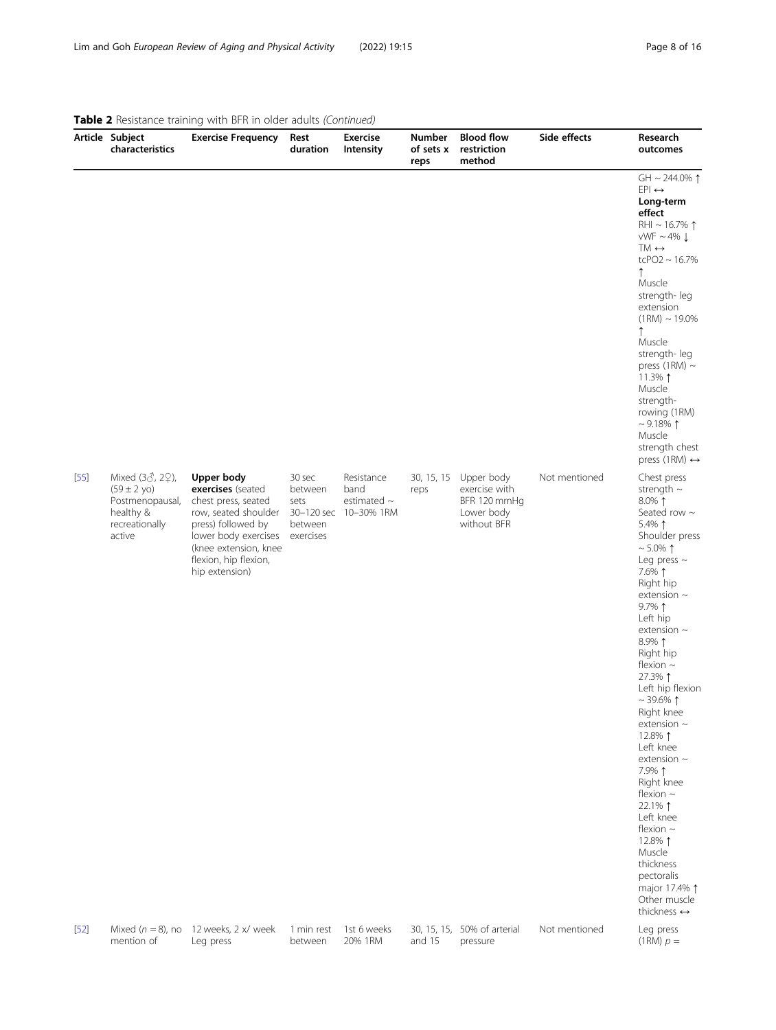**Table 2** Resistance training with BFR in older adults *(Continued)*

| Article | Subject characteristics | Exercise Frequency | Rest duration | Exercise Intensity | Number of sets x reps | Blood flow restriction method | Side effects | Research outcomes |
|---|---|---|---|---|---|---|---|---|
| | | | | | | | | GH ~ 244.0% ↑<br>EPI ↔<br>**Long-term effect**<br>RHI ~ 16.7% ↑<br>vWF ~ 4% ↓<br>TM ↔<br>tcPO2 ~ 16.7% ↑<br>Muscle strength- leg extension (1RM) ~ 19.0% ↑<br>Muscle strength- leg press (1RM) ~ 11.3% ↑<br>Muscle strength- rowing (1RM) ~ 9.18% ↑<br>Muscle strength chest press (1RM) ↔ |
| [55] | Mixed (3♂, 2♀), (59 ± 2 yo) Postmenopausal, healthy & recreationally active | **Upper body exercises** (seated chest press, seated row, seated shoulder press) followed by lower body exercises (knee extension, knee flexion, hip flexion, hip extension) | 30 sec between sets<br>30–120 sec between exercises | Resistance band estimated ~ 10–30% 1RM | 30, 15, 15 reps | Upper body exercise with BFR 120 mmHg<br>Lower body without BFR | Not mentioned | Chest press strength ~ 8.0% ↑<br>Seated row ~ 5.4% ↑<br>Shoulder press ~ 5.0% ↑<br>Leg press ~ 7.6% ↑<br>Right hip extension ~ 9.7% ↑<br>Left hip extension ~ 8.9% ↑<br>Right hip flexion ~ 27.3% ↑<br>Left hip flexion ~ 39.6% ↑<br>Right knee extension ~ 12.8% ↑<br>Left knee extension ~ 7.9% ↑<br>Right knee flexion ~ 22.1% ↑<br>Left knee flexion ~ 12.8% ↑<br>Muscle thickness pectoralis major 17.4% ↑<br>Other muscle thickness ↔ |
| [52] | Mixed ($n$ = 8), no mention of | 12 weeks, 2 x/ week Leg press | 1 min rest between | 1st 6 weeks 20% 1RM | 30, 15, 15, and 15 | 50% of arterial pressure | Not mentioned | Leg press (1RM) $p$ = |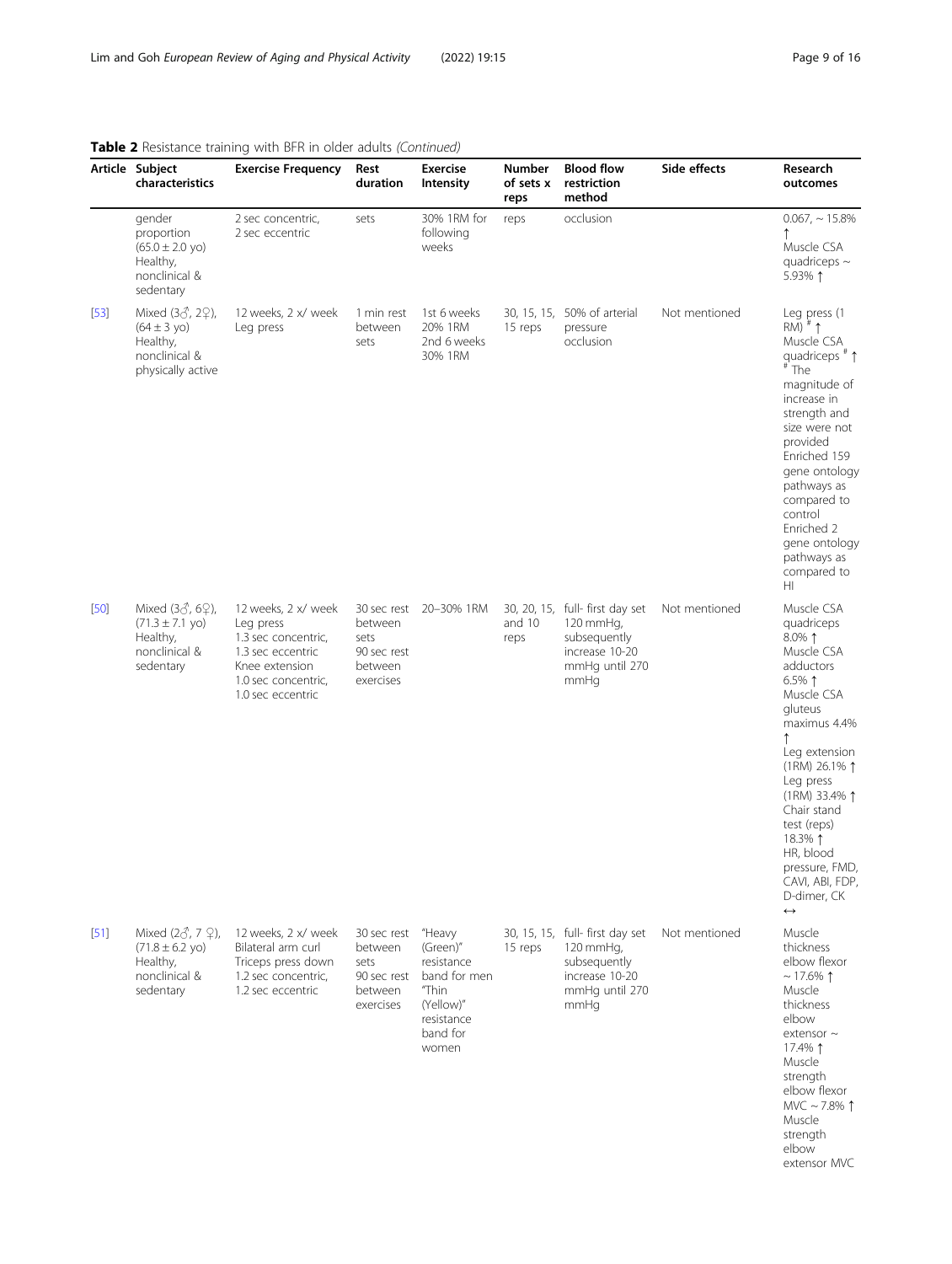**Table 2** Resistance training with BFR in older adults *(Continued)*

| Article | Subject characteristics | Exercise Frequency | Rest duration | Exercise Intensity | Number of sets x reps | Blood flow restriction method | Side effects | Research outcomes |
|---|---|---|---|---|---|---|---|---|
| | gender proportion (65.0 ± 2.0 yo) Healthy, nonclinical & sedentary | 2 sec concentric, 2 sec eccentric | sets | 30% 1RM for following weeks | reps | occlusion | | 0.067, ~ 15.8% ↑ Muscle CSA quadriceps ~ 5.93% ↑ |
| [53] | Mixed (3♂, 2♀), (64 ± 3 yo) Healthy, nonclinical & physically active | 12 weeks, 2 x/ week Leg press | 1 min rest between sets | 1st 6 weeks 20% 1RM 2nd 6 weeks 30% 1RM | 30, 15, 15, 15 reps | 50% of arterial pressure occlusion | Not mentioned | Leg press (1 RM) [#] ↑ Muscle CSA quadriceps [#] ↑ [#] The magnitude of increase in strength and size were not provided Enriched 159 gene ontology pathways as compared to control Enriched 2 gene ontology pathways as compared to HI |
| [50] | Mixed (3♂, 6♀), (71.3 ± 7.1 yo) Healthy, nonclinical & sedentary | 12 weeks, 2 x/ week Leg press 1.3 sec concentric, 1.3 sec eccentric Knee extension 1.0 sec concentric, 1.0 sec eccentric | 30 sec rest between sets 90 sec rest between exercises | 20–30% 1RM | 30, 20, 15, and 10 reps | full- first day set 120 mmHg, subsequently increase 10-20 mmHg until 270 mmHg | Not mentioned | Muscle CSA quadriceps 8.0% ↑ Muscle CSA adductors 6.5% ↑ Muscle CSA gluteus maximus 4.4% ↑ Leg extension (1RM) 26.1% ↑ Leg press (1RM) 33.4% ↑ Chair stand test (reps) 18.3% ↑ HR, blood pressure, FMD, CAVI, ABI, FDP, D-dimer, CK ↔ |
| [51] | Mixed (2♂, 7 ♀), (71.8 ± 6.2 yo) Healthy, nonclinical & sedentary | 12 weeks, 2 x/ week Bilateral arm curl Triceps press down 1.2 sec concentric, 1.2 sec eccentric | 30 sec rest between sets 90 sec rest between exercises | "Heavy (Green)" resistance band for men "Thin (Yellow)" resistance band for women | 30, 15, 15, 15 reps | full- first day set 120 mmHg, subsequently increase 10-20 mmHg until 270 mmHg | Not mentioned | Muscle thickness elbow flexor ~ 17.6% ↑ Muscle thickness elbow extensor ~ 17.4% ↑ Muscle strength elbow flexor MVC ~ 7.8% ↑ Muscle strength elbow extensor MVC |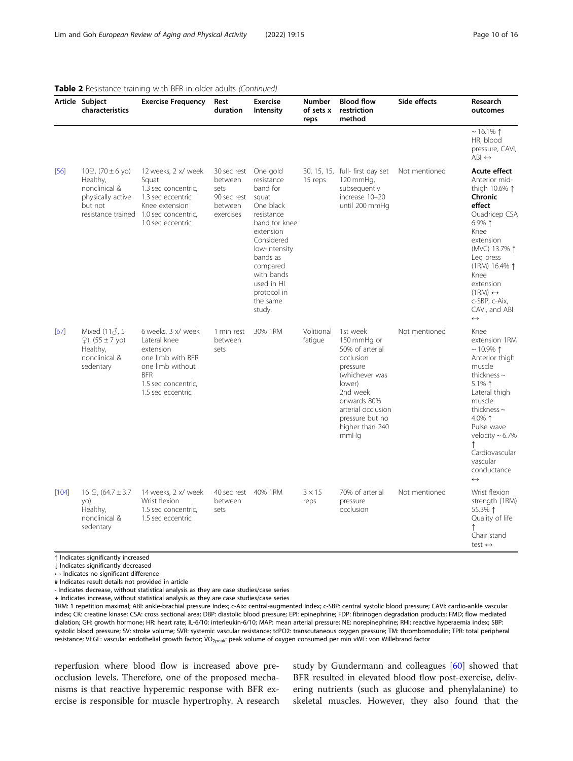**Table 2** Resistance training with BFR in older adults *(Continued)*

| Article | Subject characteristics | Exercise Frequency | Rest duration | Exercise Intensity | Number of sets x reps | Blood flow restriction method | Side effects | Research outcomes |
|---|---|---|---|---|---|---|---|---|
| | | | | | | | | ~ 16.1% ↑<br>HR, blood pressure, CAVI, ABI ↔ |
| [56] | 10♀, (70 ± 6 yo) Healthy, nonclinical & physically active but not resistance trained | 12 weeks, 2 x/ week<br>Squat<br>1.3 sec concentric, 1.3 sec eccentric<br>Knee extension<br>1.0 sec concentric, 1.0 sec eccentric | 30 sec rest between sets<br>90 sec rest between exercises | One gold resistance band for squat<br>One black resistance band for knee extension<br>Considered low-intensity bands as compared with bands used in HI protocol in the same study. | 30, 15, 15, 15 reps | full- first day set 120 mmHg, subsequently increase 10–20 until 200 mmHg | Not mentioned | **Acute effect**<br>Anterior mid-thigh 10.6% ↑<br>**Chronic effect**<br>Quadricep CSA 6.9% ↑<br>Knee extension (MVC) 13.7% ↑<br>Leg press (1RM) 16.4% ↑<br>Knee extension (1RM) ↔<br>c-SBP, c-Aix, CAVI, and ABI ↔ |
| [67] | Mixed (11♂, 5 ♀), (55 ± 7 yo) Healthy, nonclinical & sedentary | 6 weeks, 3 x/ week<br>Lateral knee extension<br>one limb with BFR<br>one limb without BFR<br>1.5 sec concentric, 1.5 sec eccentric | 1 min rest between sets | 30% 1RM | Volitional fatigue | 1st week<br>150 mmHg or 50% of arterial occlusion pressure (whichever was lower)<br>2nd week onwards 80% arterial occlusion pressure but no higher than 240 mmHg | Not mentioned | Knee extension 1RM ~ 10.9% ↑<br>Anterior thigh muscle thickness ~ 5.1% ↑<br>Lateral thigh muscle thickness ~ 4.0% ↑<br>Pulse wave velocity ~ 6.7% ↑<br>Cardiovascular vascular conductance ↔ |
| [104] | 16 ♀, (64.7 ± 3.7 yo)<br>Healthy, nonclinical & sedentary | 14 weeks, 2 x/ week<br>Wrist flexion<br>1.5 sec concentric, 1.5 sec eccentric | 40 sec rest between sets | 40% 1RM | 3 × 15 reps | 70% of arterial pressure occlusion | Not mentioned | Wrist flexion strength (1RM) 55.3% ↑<br>Quality of life ↑<br>Chair stand test ↔ |

↑ Indicates significantly increased
↓ Indicates significantly decreased
↔ Indicates no significant difference
# Indicates result details not provided in article
- Indicates decrease, without statistical analysis as they are case studies/case series
+ Indicates increase, without statistical analysis as they are case studies/case series
1RM: 1 repetition maximal; ABI: ankle-brachial pressure Index; c-Aix: central-augmented Index; c-SBP: central systolic blood pressure; CAVI: cardio-ankle vascular index; CK: creatine kinase; CSA: cross sectional area; DBP: diastolic blood pressure; EPI: epinephrine; FDP: fibrinogen degradation products; FMD; flow mediated dialation; GH: growth hormone; HR: heart rate; IL-6/10: interleukin-6/10; MAP: mean arterial pressure; NE: norepinephrine; RHI: reactive hyperaemia index; SBP: systolic blood pressure; SV: stroke volume; SVR: systemic vascular resistance; tcPO2: transcutaneous oxygen pressure; TM: thrombomodulin; TPR: total peripheral resistance; VEGF: vascular endothelial growth factor; $\dot{V}O_{2peak}$: peak volume of oxygen consumed per min vWF: von Willebrand factor

reperfusion where blood flow is increased above pre-occlusion levels. Therefore, one of the proposed mechanisms is that reactive hyperemic response with BFR exercise is responsible for muscle hypertrophy. A research study by Gundermann and colleagues [60] showed that BFR resulted in elevated blood flow post-exercise, delivering nutrients (such as glucose and phenylalanine) to skeletal muscles. However, they also found that the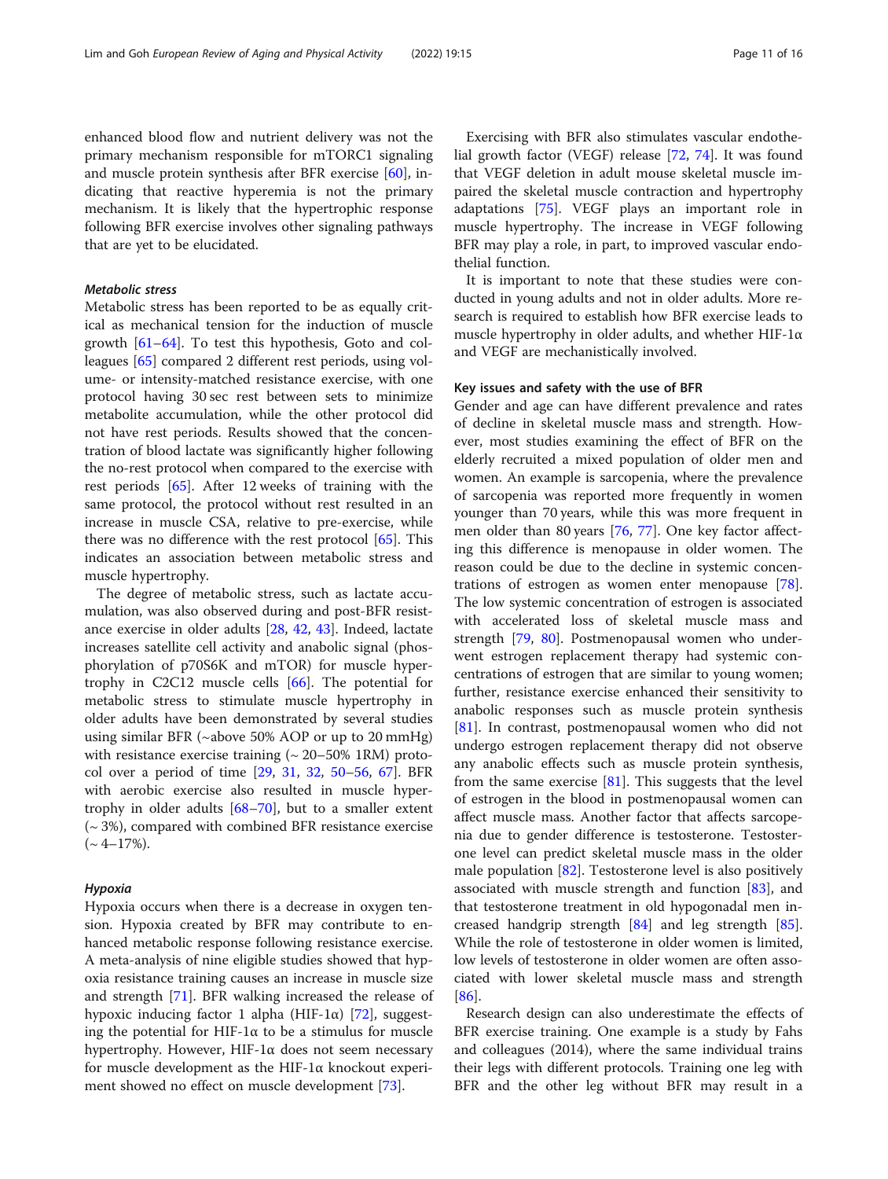enhanced blood flow and nutrient delivery was not the primary mechanism responsible for mTORC1 signaling and muscle protein synthesis after BFR exercise [60], indicating that reactive hyperemia is not the primary mechanism. It is likely that the hypertrophic response following BFR exercise involves other signaling pathways that are yet to be elucidated.

#### *Metabolic stress*

Metabolic stress has been reported to be as equally critical as mechanical tension for the induction of muscle growth [61–64]. To test this hypothesis, Goto and colleagues [65] compared 2 different rest periods, using volume- or intensity-matched resistance exercise, with one protocol having 30 sec rest between sets to minimize metabolite accumulation, while the other protocol did not have rest periods. Results showed that the concentration of blood lactate was significantly higher following the no-rest protocol when compared to the exercise with rest periods [65]. After 12 weeks of training with the same protocol, the protocol without rest resulted in an increase in muscle CSA, relative to pre-exercise, while there was no difference with the rest protocol [65]. This indicates an association between metabolic stress and muscle hypertrophy.

The degree of metabolic stress, such as lactate accumulation, was also observed during and post-BFR resistance exercise in older adults [28, 42, 43]. Indeed, lactate increases satellite cell activity and anabolic signal (phosphorylation of p70S6K and mTOR) for muscle hypertrophy in C2C12 muscle cells [66]. The potential for metabolic stress to stimulate muscle hypertrophy in older adults have been demonstrated by several studies using similar BFR (~above 50% AOP or up to 20 mmHg) with resistance exercise training (~ 20–50% 1RM) protocol over a period of time [29, 31, 32, 50–56, 67]. BFR with aerobic exercise also resulted in muscle hypertrophy in older adults [68–70], but to a smaller extent (~ 3%), compared with combined BFR resistance exercise (~ 4–17%).

#### *Hypoxia*

Hypoxia occurs when there is a decrease in oxygen tension. Hypoxia created by BFR may contribute to enhanced metabolic response following resistance exercise. A meta-analysis of nine eligible studies showed that hypoxia resistance training causes an increase in muscle size and strength [71]. BFR walking increased the release of hypoxic inducing factor 1 alpha (HIF-1α) [72], suggesting the potential for HIF-1α to be a stimulus for muscle hypertrophy. However, HIF-1α does not seem necessary for muscle development as the HIF-1α knockout experiment showed no effect on muscle development [73].

Exercising with BFR also stimulates vascular endothelial growth factor (VEGF) release [72, 74]. It was found that VEGF deletion in adult mouse skeletal muscle impaired the skeletal muscle contraction and hypertrophy adaptations [75]. VEGF plays an important role in muscle hypertrophy. The increase in VEGF following BFR may play a role, in part, to improved vascular endothelial function.

It is important to note that these studies were conducted in young adults and not in older adults. More research is required to establish how BFR exercise leads to muscle hypertrophy in older adults, and whether HIF-1α and VEGF are mechanistically involved.

### Key issues and safety with the use of BFR

Gender and age can have different prevalence and rates of decline in skeletal muscle mass and strength. However, most studies examining the effect of BFR on the elderly recruited a mixed population of older men and women. An example is sarcopenia, where the prevalence of sarcopenia was reported more frequently in women younger than 70 years, while this was more frequent in men older than 80 years [76, 77]. One key factor affecting this difference is menopause in older women. The reason could be due to the decline in systemic concentrations of estrogen as women enter menopause [78]. The low systemic concentration of estrogen is associated with accelerated loss of skeletal muscle mass and strength [79, 80]. Postmenopausal women who underwent estrogen replacement therapy had systemic concentrations of estrogen that are similar to young women; further, resistance exercise enhanced their sensitivity to anabolic responses such as muscle protein synthesis [81]. In contrast, postmenopausal women who did not undergo estrogen replacement therapy did not observe any anabolic effects such as muscle protein synthesis, from the same exercise [81]. This suggests that the level of estrogen in the blood in postmenopausal women can affect muscle mass. Another factor that affects sarcopenia due to gender difference is testosterone. Testosterone level can predict skeletal muscle mass in the older male population [82]. Testosterone level is also positively associated with muscle strength and function [83], and that testosterone treatment in old hypogonadal men increased handgrip strength [84] and leg strength [85]. While the role of testosterone in older women is limited, low levels of testosterone in older women are often associated with lower skeletal muscle mass and strength [86].

Research design can also underestimate the effects of BFR exercise training. One example is a study by Fahs and colleagues (2014), where the same individual trains their legs with different protocols. Training one leg with BFR and the other leg without BFR may result in a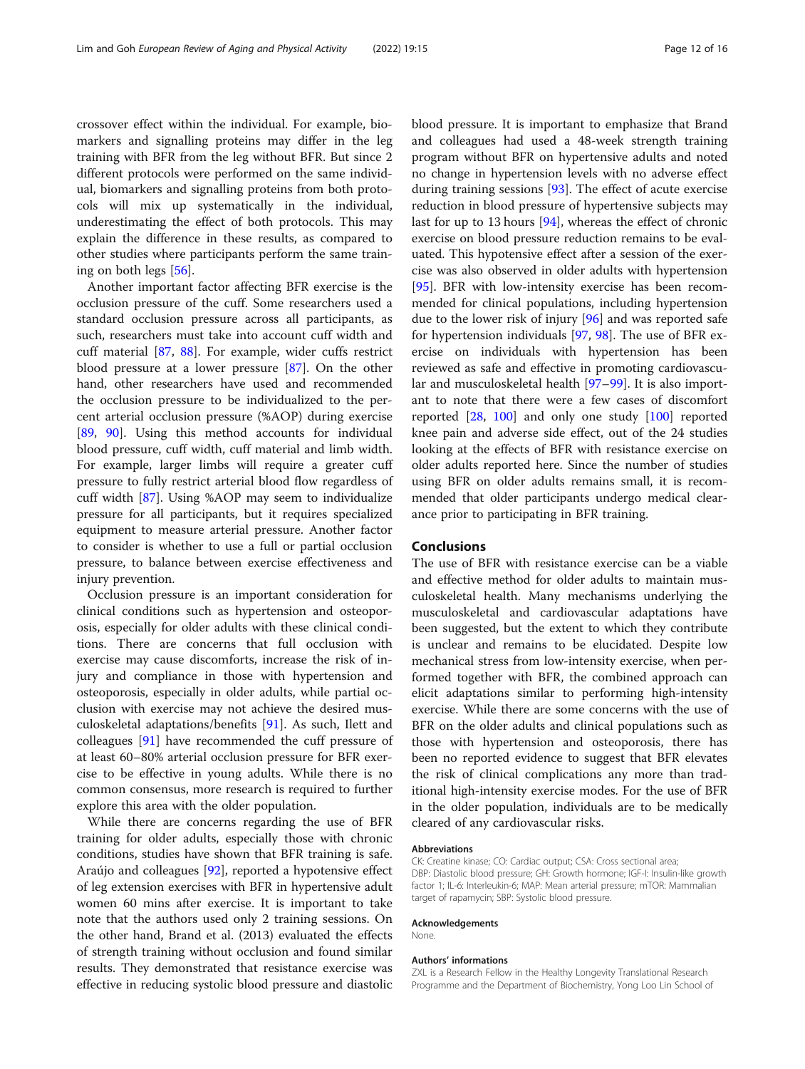crossover effect within the individual. For example, biomarkers and signalling proteins may differ in the leg training with BFR from the leg without BFR. But since 2 different protocols were performed on the same individual, biomarkers and signalling proteins from both protocols will mix up systematically in the individual, underestimating the effect of both protocols. This may explain the difference in these results, as compared to other studies where participants perform the same training on both legs [56].

Another important factor affecting BFR exercise is the occlusion pressure of the cuff. Some researchers used a standard occlusion pressure across all participants, as such, researchers must take into account cuff width and cuff material [87, 88]. For example, wider cuffs restrict blood pressure at a lower pressure [87]. On the other hand, other researchers have used and recommended the occlusion pressure to be individualized to the percent arterial occlusion pressure (%AOP) during exercise [89, 90]. Using this method accounts for individual blood pressure, cuff width, cuff material and limb width. For example, larger limbs will require a greater cuff pressure to fully restrict arterial blood flow regardless of cuff width [87]. Using %AOP may seem to individualize pressure for all participants, but it requires specialized equipment to measure arterial pressure. Another factor to consider is whether to use a full or partial occlusion pressure, to balance between exercise effectiveness and injury prevention.

Occlusion pressure is an important consideration for clinical conditions such as hypertension and osteoporosis, especially for older adults with these clinical conditions. There are concerns that full occlusion with exercise may cause discomforts, increase the risk of injury and compliance in those with hypertension and osteoporosis, especially in older adults, while partial occlusion with exercise may not achieve the desired musculoskeletal adaptations/benefits [91]. As such, Ilett and colleagues [91] have recommended the cuff pressure of at least 60–80% arterial occlusion pressure for BFR exercise to be effective in young adults. While there is no common consensus, more research is required to further explore this area with the older population.

While there are concerns regarding the use of BFR training for older adults, especially those with chronic conditions, studies have shown that BFR training is safe. Araújo and colleagues [92], reported a hypotensive effect of leg extension exercises with BFR in hypertensive adult women 60 mins after exercise. It is important to take note that the authors used only 2 training sessions. On the other hand, Brand et al. (2013) evaluated the effects of strength training without occlusion and found similar results. They demonstrated that resistance exercise was effective in reducing systolic blood pressure and diastolic blood pressure. It is important to emphasize that Brand and colleagues had used a 48-week strength training program without BFR on hypertensive adults and noted no change in hypertension levels with no adverse effect during training sessions [93]. The effect of acute exercise reduction in blood pressure of hypertensive subjects may last for up to 13 hours [94], whereas the effect of chronic exercise on blood pressure reduction remains to be evaluated. This hypotensive effect after a session of the exercise was also observed in older adults with hypertension [95]. BFR with low-intensity exercise has been recommended for clinical populations, including hypertension due to the lower risk of injury [96] and was reported safe for hypertension individuals [97, 98]. The use of BFR exercise on individuals with hypertension has been reviewed as safe and effective in promoting cardiovascular and musculoskeletal health [97–99]. It is also important to note that there were a few cases of discomfort reported [28, 100] and only one study [100] reported knee pain and adverse side effect, out of the 24 studies looking at the effects of BFR with resistance exercise on older adults reported here. Since the number of studies using BFR on older adults remains small, it is recommended that older participants undergo medical clearance prior to participating in BFR training.

## Conclusions

The use of BFR with resistance exercise can be a viable and effective method for older adults to maintain musculoskeletal health. Many mechanisms underlying the musculoskeletal and cardiovascular adaptations have been suggested, but the extent to which they contribute is unclear and remains to be elucidated. Despite low mechanical stress from low-intensity exercise, when performed together with BFR, the combined approach can elicit adaptations similar to performing high-intensity exercise. While there are some concerns with the use of BFR on the older adults and clinical populations such as those with hypertension and osteoporosis, there has been no reported evidence to suggest that BFR elevates the risk of clinical complications any more than traditional high-intensity exercise modes. For the use of BFR in the older population, individuals are to be medically cleared of any cardiovascular risks.

#### Abbreviations

CK: Creatine kinase; CO: Cardiac output; CSA: Cross sectional area; DBP: Diastolic blood pressure; GH: Growth hormone; IGF-I: Insulin-like growth factor 1; IL-6: Interleukin-6; MAP: Mean arterial pressure; mTOR: Mammalian target of rapamycin; SBP: Systolic blood pressure.

#### Acknowledgements

None.

#### Authors' informations

ZXL is a Research Fellow in the Healthy Longevity Translational Research Programme and the Department of Biochemistry, Yong Loo Lin School of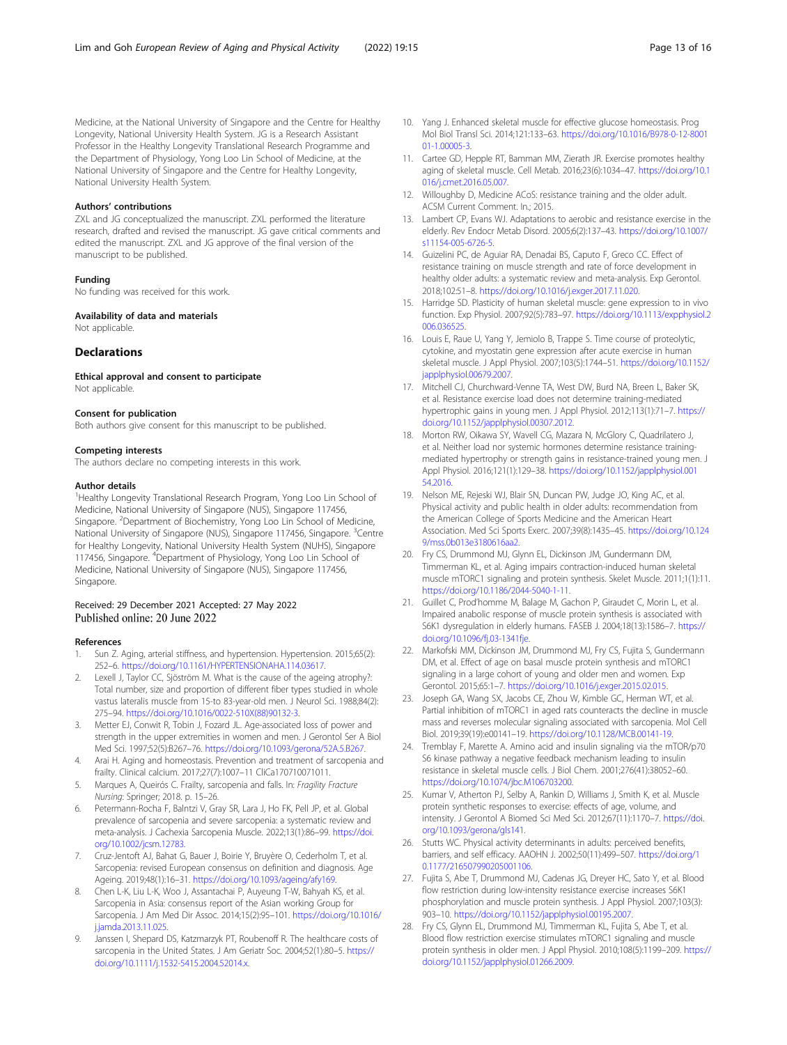Medicine, at the National University of Singapore and the Centre for Healthy Longevity, National University Health System. JG is a Research Assistant Professor in the Healthy Longevity Translational Research Programme and the Department of Physiology, Yong Loo Lin School of Medicine, at the National University of Singapore and the Centre for Healthy Longevity, National University Health System.

#### Authors' contributions

ZXL and JG conceptualized the manuscript. ZXL performed the literature research, drafted and revised the manuscript. JG gave critical comments and edited the manuscript. ZXL and JG approve of the final version of the manuscript to be published.

#### Funding

No funding was received for this work.

#### Availability of data and materials

Not applicable.

## Declarations

#### Ethical approval and consent to participate

Not applicable.

#### Consent for publication

Both authors give consent for this manuscript to be published.

#### Competing interests

The authors declare no competing interests in this work.

#### Author details

[1]Healthy Longevity Translational Research Program, Yong Loo Lin School of Medicine, National University of Singapore (NUS), Singapore 117456, Singapore. [2]Department of Biochemistry, Yong Loo Lin School of Medicine, National University of Singapore (NUS), Singapore 117456, Singapore. [3]Centre for Healthy Longevity, National University Health System (NUHS), Singapore 117456, Singapore. [4]Department of Physiology, Yong Loo Lin School of Medicine, National University of Singapore (NUS), Singapore 117456, Singapore.

Received: 29 December 2021 Accepted: 27 May 2022
Published online: 20 June 2022

#### References

1. Sun Z. Aging, arterial stiffness, and hypertension. Hypertension. 2015;65(2): 252–6. https://doi.org/10.1161/HYPERTENSIONAHA.114.03617.
2. Lexell J, Taylor CC, Sjöström M. What is the cause of the ageing atrophy?: Total number, size and proportion of different fiber types studied in whole vastus lateralis muscle from 15-to 83-year-old men. J Neurol Sci. 1988;84(2): 275–94. https://doi.org/10.1016/0022-510X(88)90132-3.
3. Metter EJ, Conwit R, Tobin J, Fozard JL. Age-associated loss of power and strength in the upper extremities in women and men. J Gerontol Ser A Biol Med Sci. 1997;52(5):B267–76. https://doi.org/10.1093/gerona/52A.5.B267.
4. Arai H. Aging and homeostasis. Prevention and treatment of sarcopenia and frailty. Clinical calcium. 2017;27(7):1007–11 CliCa170710071011.
5. Marques A, Queirós C. Frailty, sarcopenia and falls. In: *Fragility Fracture Nursing*: Springer; 2018. p. 15–26.
6. Petermann-Rocha F, Balntzi V, Gray SR, Lara J, Ho FK, Pell JP, et al. Global prevalence of sarcopenia and severe sarcopenia: a systematic review and meta-analysis. J Cachexia Sarcopenia Muscle. 2022;13(1):86–99. https://doi.org/10.1002/jcsm.12783.
7. Cruz-Jentoft AJ, Bahat G, Bauer J, Boirie Y, Bruyère O, Cederholm T, et al. Sarcopenia: revised European consensus on definition and diagnosis. Age Ageing. 2019;48(1):16–31. https://doi.org/10.1093/ageing/afy169.
8. Chen L-K, Liu L-K, Woo J, Assantachai P, Auyeung T-W, Bahyah KS, et al. Sarcopenia in Asia: consensus report of the Asian working Group for Sarcopenia. J Am Med Dir Assoc. 2014;15(2):95–101. https://doi.org/10.1016/j.jamda.2013.11.025.
9. Janssen I, Shepard DS, Katzmarzyk PT, Roubenoff R. The healthcare costs of sarcopenia in the United States. J Am Geriatr Soc. 2004;52(1):80–5. https://doi.org/10.1111/j.1532-5415.2004.52014.x.
10. Yang J. Enhanced skeletal muscle for effective glucose homeostasis. Prog Mol Biol Transl Sci. 2014;121:133–63. https://doi.org/10.1016/B978-0-12-800101-1.00005-3.
11. Cartee GD, Hepple RT, Bamman MM, Zierath JR. Exercise promotes healthy aging of skeletal muscle. Cell Metab. 2016;23(6):1034–47. https://doi.org/10.1016/j.cmet.2016.05.007.
12. Willoughby D, Medicine ACoS: resistance training and the older adult. ACSM Current Comment. In.; 2015.
13. Lambert CP, Evans WJ. Adaptations to aerobic and resistance exercise in the elderly. Rev Endocr Metab Disord. 2005;6(2):137–43. https://doi.org/10.1007/s11154-005-6726-5.
14. Guizelini PC, de Aguiar RA, Denadai BS, Caputo F, Greco CC. Effect of resistance training on muscle strength and rate of force development in healthy older adults: a systematic review and meta-analysis. Exp Gerontol. 2018;102:51–8. https://doi.org/10.1016/j.exger.2017.11.020.
15. Harridge SD. Plasticity of human skeletal muscle: gene expression to in vivo function. Exp Physiol. 2007;92(5):783–97. https://doi.org/10.1113/expphysiol.2006.036525.
16. Louis E, Raue U, Yang Y, Jemiolo B, Trappe S. Time course of proteolytic, cytokine, and myostatin gene expression after acute exercise in human skeletal muscle. J Appl Physiol. 2007;103(5):1744–51. https://doi.org/10.1152/japplphysiol.00679.2007.
17. Mitchell CJ, Churchward-Venne TA, West DW, Burd NA, Breen L, Baker SK, et al. Resistance exercise load does not determine training-mediated hypertrophic gains in young men. J Appl Physiol. 2012;113(1):71–7. https://doi.org/10.1152/japplphysiol.00307.2012.
18. Morton RW, Oikawa SY, Wavell CG, Mazara N, McGlory C, Quadrilatero J, et al. Neither load nor systemic hormones determine resistance training-mediated hypertrophy or strength gains in resistance-trained young men. J Appl Physiol. 2016;121(1):129–38. https://doi.org/10.1152/japplphysiol.00154.2016.
19. Nelson ME, Rejeski WJ, Blair SN, Duncan PW, Judge JO, King AC, et al. Physical activity and public health in older adults: recommendation from the American College of Sports Medicine and the American Heart Association. Med Sci Sports Exerc. 2007;39(8):1435–45. https://doi.org/10.1249/mss.0b013e3180616aa2.
20. Fry CS, Drummond MJ, Glynn EL, Dickinson JM, Gundermann DM, Timmerman KL, et al. Aging impairs contraction-induced human skeletal muscle mTORC1 signaling and protein synthesis. Skelet Muscle. 2011;1(1):11. https://doi.org/10.1186/2044-5040-1-11.
21. Guillet C, Prod'homme M, Balage M, Gachon P, Giraudet C, Morin L, et al. Impaired anabolic response of muscle protein synthesis is associated with S6K1 dysregulation in elderly humans. FASEB J. 2004;18(13):1586–7. https://doi.org/10.1096/fj.03-1341fje.
22. Markofski MM, Dickinson JM, Drummond MJ, Fry CS, Fujita S, Gundermann DM, et al. Effect of age on basal muscle protein synthesis and mTORC1 signaling in a large cohort of young and older men and women. Exp Gerontol. 2015;65:1–7. https://doi.org/10.1016/j.exger.2015.02.015.
23. Joseph GA, Wang SX, Jacobs CE, Zhou W, Kimble GC, Herman WT, et al. Partial inhibition of mTORC1 in aged rats counteracts the decline in muscle mass and reverses molecular signaling associated with sarcopenia. Mol Cell Biol. 2019;39(19):e00141–19. https://doi.org/10.1128/MCB.00141-19.
24. Tremblay F, Marette A. Amino acid and insulin signaling via the mTOR/p70 S6 kinase pathway a negative feedback mechanism leading to insulin resistance in skeletal muscle cells. J Biol Chem. 2001;276(41):38052–60. https://doi.org/10.1074/jbc.M106703200.
25. Kumar V, Atherton PJ, Selby A, Rankin D, Williams J, Smith K, et al. Muscle protein synthetic responses to exercise: effects of age, volume, and intensity. J Gerontol A Biomed Sci Med Sci. 2012;67(11):1170–7. https://doi.org/10.1093/gerona/gls141.
26. Stutts WC. Physical activity determinants in adults: perceived benefits, barriers, and self efficacy. AAOHN J. 2002;50(11):499–507. https://doi.org/10.1177/216507990205001106.
27. Fujita S, Abe T, Drummond MJ, Cadenas JG, Dreyer HC, Sato Y, et al. Blood flow restriction during low-intensity resistance exercise increases S6K1 phosphorylation and muscle protein synthesis. J Appl Physiol. 2007;103(3): 903–10. https://doi.org/10.1152/japplphysiol.00195.2007.
28. Fry CS, Glynn EL, Drummond MJ, Timmerman KL, Fujita S, Abe T, et al. Blood flow restriction exercise stimulates mTORC1 signaling and muscle protein synthesis in older men. J Appl Physiol. 2010;108(5):1199–209. https://doi.org/10.1152/japplphysiol.01266.2009.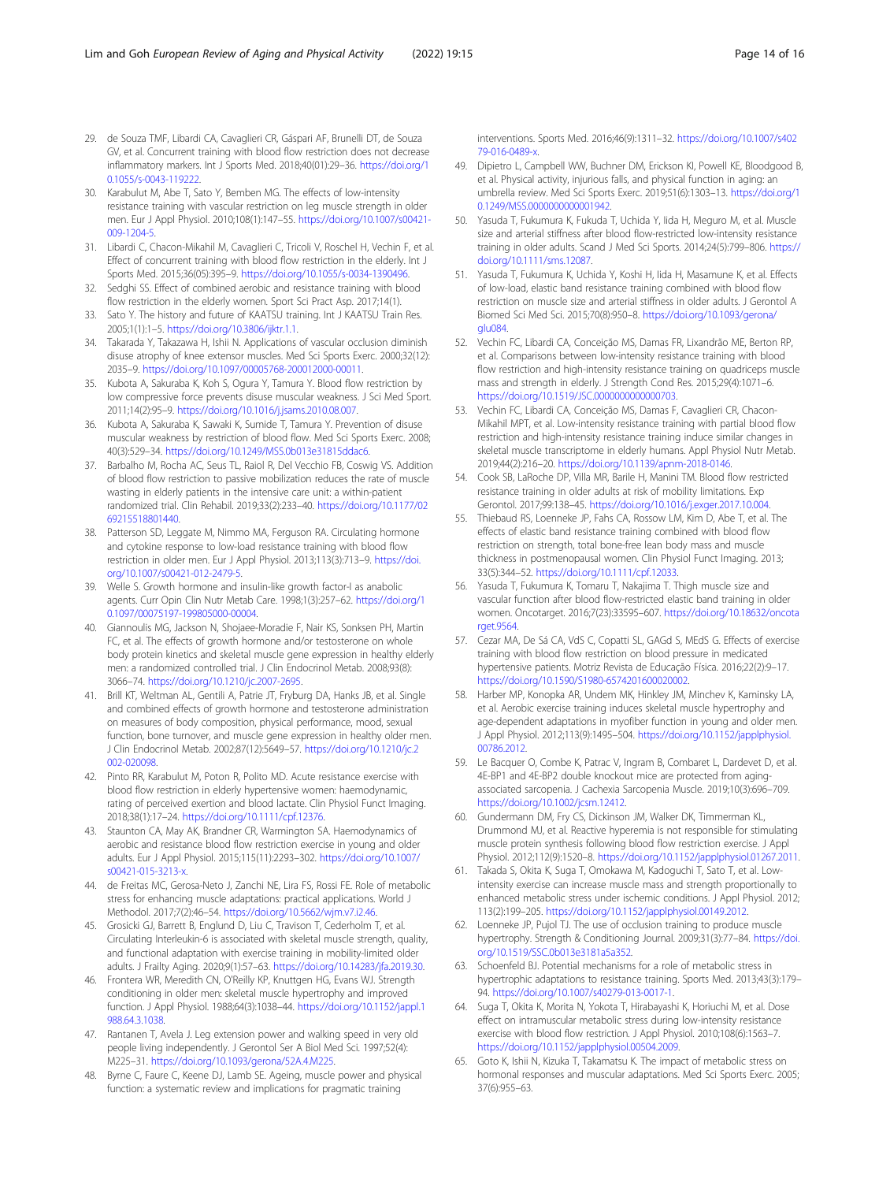29. de Souza TMF, Libardi CA, Cavaglieri CR, Gáspari AF, Brunelli DT, de Souza GV, et al. Concurrent training with blood flow restriction does not decrease inflammatory markers. Int J Sports Med. 2018;40(01):29–36. https://doi.org/10.1055/s-0043-119222.
30. Karabulut M, Abe T, Sato Y, Bemben MG. The effects of low-intensity resistance training with vascular restriction on leg muscle strength in older men. Eur J Appl Physiol. 2010;108(1):147–55. https://doi.org/10.1007/s00421-009-1204-5.
31. Libardi C, Chacon-Mikahil M, Cavaglieri C, Tricoli V, Roschel H, Vechin F, et al. Effect of concurrent training with blood flow restriction in the elderly. Int J Sports Med. 2015;36(05):395–9. https://doi.org/10.1055/s-0034-1390496.
32. Sedghi SS. Effect of combined aerobic and resistance training with blood flow restriction in the elderly women. Sport Sci Pract Asp. 2017;14(1).
33. Sato Y. The history and future of KAATSU training. Int J KAATSU Train Res. 2005;1(1):1–5. https://doi.org/10.3806/ijktr.1.1.
34. Takarada Y, Takazawa H, Ishii N. Applications of vascular occlusion diminish disuse atrophy of knee extensor muscles. Med Sci Sports Exerc. 2000;32(12): 2035–9. https://doi.org/10.1097/00005768-200012000-00011.
35. Kubota A, Sakuraba K, Koh S, Ogura Y, Tamura Y. Blood flow restriction by low compressive force prevents disuse muscular weakness. J Sci Med Sport. 2011;14(2):95–9. https://doi.org/10.1016/j.jsams.2010.08.007.
36. Kubota A, Sakuraba K, Sawaki K, Sumide T, Tamura Y. Prevention of disuse muscular weakness by restriction of blood flow. Med Sci Sports Exerc. 2008; 40(3):529–34. https://doi.org/10.1249/MSS.0b013e31815ddac6.
37. Barbalho M, Rocha AC, Seus TL, Raiol R, Del Vecchio FB, Coswig VS. Addition of blood flow restriction to passive mobilization reduces the rate of muscle wasting in elderly patients in the intensive care unit: a within-patient randomized trial. Clin Rehabil. 2019;33(2):233–40. https://doi.org/10.1177/0269215518801440.
38. Patterson SD, Leggate M, Nimmo MA, Ferguson RA. Circulating hormone and cytokine response to low-load resistance training with blood flow restriction in older men. Eur J Appl Physiol. 2013;113(3):713–9. https://doi.org/10.1007/s00421-012-2479-5.
39. Welle S. Growth hormone and insulin-like growth factor-I as anabolic agents. Curr Opin Clin Nutr Metab Care. 1998;1(3):257–62. https://doi.org/10.1097/00075197-199805000-00004.
40. Giannoulis MG, Jackson N, Shojaee-Moradie F, Nair KS, Sonksen PH, Martin FC, et al. The effects of growth hormone and/or testosterone on whole body protein kinetics and skeletal muscle gene expression in healthy elderly men: a randomized controlled trial. J Clin Endocrinol Metab. 2008;93(8): 3066–74. https://doi.org/10.1210/jc.2007-2695.
41. Brill KT, Weltman AL, Gentili A, Patrie JT, Fryburg DA, Hanks JB, et al. Single and combined effects of growth hormone and testosterone administration on measures of body composition, physical performance, mood, sexual function, bone turnover, and muscle gene expression in healthy older men. J Clin Endocrinol Metab. 2002;87(12):5649–57. https://doi.org/10.1210/jc.2002-020098.
42. Pinto RR, Karabulut M, Poton R, Polito MD. Acute resistance exercise with blood flow restriction in elderly hypertensive women: haemodynamic, rating of perceived exertion and blood lactate. Clin Physiol Funct Imaging. 2018;38(1):17–24. https://doi.org/10.1111/cpf.12376.
43. Staunton CA, May AK, Brandner CR, Warmington SA. Haemodynamics of aerobic and resistance blood flow restriction exercise in young and older adults. Eur J Appl Physiol. 2015;115(11):2293–302. https://doi.org/10.1007/s00421-015-3213-x.
44. de Freitas MC, Gerosa-Neto J, Zanchi NE, Lira FS, Rossi FE. Role of metabolic stress for enhancing muscle adaptations: practical applications. World J Methodol. 2017;7(2):46–54. https://doi.org/10.5662/wjm.v7.i2.46.
45. Grosicki GJ, Barrett B, Englund D, Liu C, Travison T, Cederholm T, et al. Circulating Interleukin-6 is associated with skeletal muscle strength, quality, and functional adaptation with exercise training in mobility-limited older adults. J Frailty Aging. 2020;9(1):57–63. https://doi.org/10.14283/jfa.2019.30.
46. Frontera WR, Meredith CN, O'Reilly KP, Knuttgen HG, Evans WJ. Strength conditioning in older men: skeletal muscle hypertrophy and improved function. J Appl Physiol. 1988;64(3):1038–44. https://doi.org/10.1152/jappl.1988.64.3.1038.
47. Rantanen T, Avela J. Leg extension power and walking speed in very old people living independently. J Gerontol Ser A Biol Med Sci. 1997;52(4): M225–31. https://doi.org/10.1093/gerona/52A.4.M225.
48. Byrne C, Faure C, Keene DJ, Lamb SE. Ageing, muscle power and physical function: a systematic review and implications for pragmatic training interventions. Sports Med. 2016;46(9):1311–32. https://doi.org/10.1007/s40279-016-0489-x.
49. Dipietro L, Campbell WW, Buchner DM, Erickson KI, Powell KE, Bloodgood B, et al. Physical activity, injurious falls, and physical function in aging: an umbrella review. Med Sci Sports Exerc. 2019;51(6):1303–13. https://doi.org/10.1249/MSS.0000000000001942.
50. Yasuda T, Fukumura K, Fukuda T, Uchida Y, Iida H, Meguro M, et al. Muscle size and arterial stiffness after blood flow-restricted low-intensity resistance training in older adults. Scand J Med Sci Sports. 2014;24(5):799–806. https://doi.org/10.1111/sms.12087.
51. Yasuda T, Fukumura K, Uchida Y, Koshi H, Iida H, Masamune K, et al. Effects of low-load, elastic band resistance training combined with blood flow restriction on muscle size and arterial stiffness in older adults. J Gerontol A Biomed Sci Med Sci. 2015;70(8):950–8. https://doi.org/10.1093/gerona/glu084.
52. Vechin FC, Libardi CA, Conceição MS, Damas FR, Lixandrão ME, Berton RP, et al. Comparisons between low-intensity resistance training with blood flow restriction and high-intensity resistance training on quadriceps muscle mass and strength in elderly. J Strength Cond Res. 2015;29(4):1071–6. https://doi.org/10.1519/JSC.0000000000000703.
53. Vechin FC, Libardi CA, Conceição MS, Damas F, Cavaglieri CR, Chacon-Mikahil MPT, et al. Low-intensity resistance training with partial blood flow restriction and high-intensity resistance training induce similar changes in skeletal muscle transcriptome in elderly humans. Appl Physiol Nutr Metab. 2019;44(2):216–20. https://doi.org/10.1139/apnm-2018-0146.
54. Cook SB, LaRoche DP, Villa MR, Barile H, Manini TM. Blood flow restricted resistance training in older adults at risk of mobility limitations. Exp Gerontol. 2017;99:138–45. https://doi.org/10.1016/j.exger.2017.10.004.
55. Thiebaud RS, Loenneke JP, Fahs CA, Rossow LM, Kim D, Abe T, et al. The effects of elastic band resistance training combined with blood flow restriction on strength, total bone-free lean body mass and muscle thickness in postmenopausal women. Clin Physiol Funct Imaging. 2013; 33(5):344–52. https://doi.org/10.1111/cpf.12033.
56. Yasuda T, Fukumura K, Tomaru T, Nakajima T. Thigh muscle size and vascular function after blood flow-restricted elastic band training in older women. Oncotarget. 2016;7(23):33595–607. https://doi.org/10.18632/oncotarget.9564.
57. Cezar MA, De Sá CA, VdS C, Copatti SL, GAGd S, MEdS G. Effects of exercise training with blood flow restriction on blood pressure in medicated hypertensive patients. Motriz Revista de Educação Física. 2016;22(2):9–17. https://doi.org/10.1590/S1980-6574201600020002.
58. Harber MP, Konopka AR, Undem MK, Hinkley JM, Minchev K, Kaminsky LA, et al. Aerobic exercise training induces skeletal muscle hypertrophy and age-dependent adaptations in myofiber function in young and older men. J Appl Physiol. 2012;113(9):1495–504. https://doi.org/10.1152/japplphysiol.00786.2012.
59. Le Bacquer O, Combe K, Patrac V, Ingram B, Combaret L, Dardevet D, et al. 4E-BP1 and 4E-BP2 double knockout mice are protected from aging-associated sarcopenia. J Cachexia Sarcopenia Muscle. 2019;10(3):696–709. https://doi.org/10.1002/jcsm.12412.
60. Gundermann DM, Fry CS, Dickinson JM, Walker DK, Timmerman KL, Drummond MJ, et al. Reactive hyperemia is not responsible for stimulating muscle protein synthesis following blood flow restriction exercise. J Appl Physiol. 2012;112(9):1520–8. https://doi.org/10.1152/japplphysiol.01267.2011.
61. Takada S, Okita K, Suga T, Omokawa M, Kadoguchi T, Sato T, et al. Low-intensity exercise can increase muscle mass and strength proportionally to enhanced metabolic stress under ischemic conditions. J Appl Physiol. 2012; 113(2):199–205. https://doi.org/10.1152/japplphysiol.00149.2012.
62. Loenneke JP, Pujol TJ. The use of occlusion training to produce muscle hypertrophy. Strength & Conditioning Journal. 2009;31(3):77–84. https://doi.org/10.1519/SSC.0b013e3181a5a352.
63. Schoenfeld BJ. Potential mechanisms for a role of metabolic stress in hypertrophic adaptations to resistance training. Sports Med. 2013;43(3):179–94. https://doi.org/10.1007/s40279-013-0017-1.
64. Suga T, Okita K, Morita N, Yokota T, Hirabayashi K, Horiuchi M, et al. Dose effect on intramuscular metabolic stress during low-intensity resistance exercise with blood flow restriction. J Appl Physiol. 2010;108(6):1563–7. https://doi.org/10.1152/japplphysiol.00504.2009.
65. Goto K, Ishii N, Kizuka T, Takamatsu K. The impact of metabolic stress on hormonal responses and muscular adaptations. Med Sci Sports Exerc. 2005; 37(6):955–63.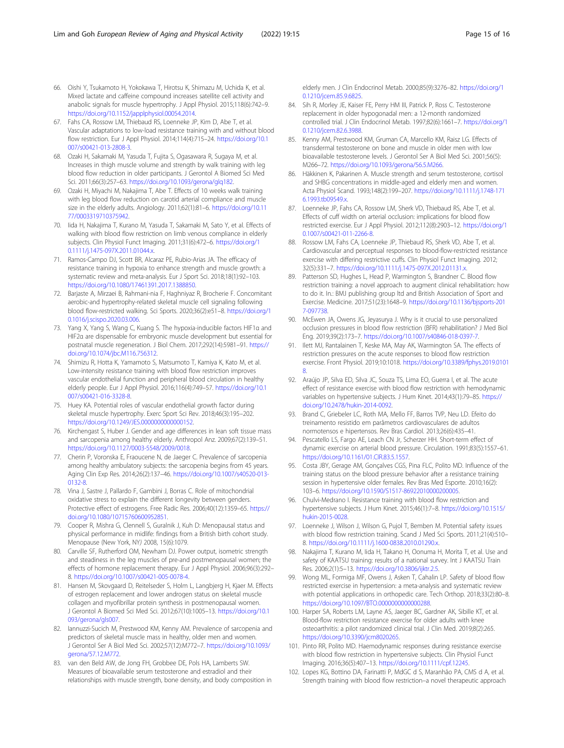66. Oishi Y, Tsukamoto H, Yokokawa T, Hirotsu K, Shimazu M, Uchida K, et al. Mixed lactate and caffeine compound increases satellite cell activity and anabolic signals for muscle hypertrophy. J Appl Physiol. 2015;118(6):742–9. https://doi.org/10.1152/japplphysiol.00054.2014.
67. Fahs CA, Rossow LM, Thiebaud RS, Loenneke JP, Kim D, Abe T, et al. Vascular adaptations to low-load resistance training with and without blood flow restriction. Eur J Appl Physiol. 2014;114(4):715–24. https://doi.org/10.1007/s00421-013-2808-3.
68. Ozaki H, Sakamaki M, Yasuda T, Fujita S, Ogasawara R, Sugaya M, et al. Increases in thigh muscle volume and strength by walk training with leg blood flow reduction in older participants. J Gerontol A Biomed Sci Med Sci. 2011;66(3):257–63. https://doi.org/10.1093/gerona/glq182.
69. Ozaki H, Miyachi M, Nakajima T, Abe T. Effects of 10 weeks walk training with leg blood flow reduction on carotid arterial compliance and muscle size in the elderly adults. Angiology. 2011;62(1):81–6. https://doi.org/10.1177/0003319710375942.
70. Iida H, Nakajima T, Kurano M, Yasuda T, Sakamaki M, Sato Y, et al. Effects of walking with blood flow restriction on limb venous compliance in elderly subjects. Clin Physiol Funct Imaging. 2011;31(6):472–6. https://doi.org/10.1111/j.1475-097X.2011.01044.x.
71. Ramos-Campo DJ, Scott BR, Alcaraz PE, Rubio-Arias JA. The efficacy of resistance training in hypoxia to enhance strength and muscle growth: a systematic review and meta-analysis. Eur J Sport Sci. 2018;18(1):92–103. https://doi.org/10.1080/17461391.2017.1388850.
72. Barjaste A, Mirzaei B, Rahmani-nia F, Haghniyaz R, Brocherie F. Concomitant aerobic-and hypertrophy-related skeletal muscle cell signaling following blood flow-restricted walking. Sci Sports. 2020;36(2):e51–8. https://doi.org/10.1016/j.scispo.2020.03.006.
73. Yang X, Yang S, Wang C, Kuang S. The hypoxia-inducible factors HIF1α and HIF2α are dispensable for embryonic muscle development but essential for postnatal muscle regeneration. J Biol Chem. 2017;292(14):5981–91. https://doi.org/10.1074/jbc.M116.756312.
74. Shimizu R, Hotta K, Yamamoto S, Matsumoto T, Kamiya K, Kato M, et al. Low-intensity resistance training with blood flow restriction improves vascular endothelial function and peripheral blood circulation in healthy elderly people. Eur J Appl Physiol. 2016;116(4):749–57. https://doi.org/10.1007/s00421-016-3328-8.
75. Huey KA. Potential roles of vascular endothelial growth factor during skeletal muscle hypertrophy. Exerc Sport Sci Rev. 2018;46(3):195–202. https://doi.org/10.1249/JES.0000000000000152.
76. Kirchengast S, Huber J. Gender and age differences in lean soft tissue mass and sarcopenia among healthy elderly. Anthropol Anz. 2009;67(2):139–51. https://doi.org/10.1127/0003-5548/2009/0018.
77. Cherin P, Voronska E, Fraoucene N, de Jaeger C. Prevalence of sarcopenia among healthy ambulatory subjects: the sarcopenia begins from 45 years. Aging Clin Exp Res. 2014;26(2):137–46. https://doi.org/10.1007/s40520-013-0132-8.
78. Vina J, Sastre J, Pallardo F, Gambini J, Borras C. Role of mitochondrial oxidative stress to explain the different longevity between genders. Protective effect of estrogens. Free Radic Res. 2006;40(12):1359–65. https://doi.org/10.1080/10715760600952851.
79. Cooper R, Mishra G, Clennell S, Guralnik J, Kuh D: Menopausal status and physical performance in midlife: findings from a British birth cohort study. Menopause (New York, NY) 2008, 15(6):1079.
80. Carville SF, Rutherford OM, Newham DJ. Power output, isometric strength and steadiness in the leg muscles of pre-and postmenopausal women; the effects of hormone replacement therapy. Eur J Appl Physiol. 2006;96(3):292–8. https://doi.org/10.1007/s00421-005-0078-4.
81. Hansen M, Skovgaard D, Reitelseder S, Holm L, Langbjerg H, Kjaer M. Effects of estrogen replacement and lower androgen status on skeletal muscle collagen and myofibrillar protein synthesis in postmenopausal women. J Gerontol A Biomed Sci Med Sci. 2012;67(10):1005–13. https://doi.org/10.1093/gerona/gls007.
82. Iannuzzi-Sucich M, Prestwood KM, Kenny AM. Prevalence of sarcopenia and predictors of skeletal muscle mass in healthy, older men and women. J Gerontol Ser A Biol Med Sci. 2002;57(12):M772–7. https://doi.org/10.1093/gerona/57.12.M772.
83. van den Beld AW, de Jong FH, Grobbee DE, Pols HA, Lamberts SW. Measures of bioavailable serum testosterone and estradiol and their relationships with muscle strength, bone density, and body composition in elderly men. J Clin Endocrinol Metab. 2000;85(9):3276–82. https://doi.org/10.1210/jcem.85.9.6825.
84. Sih R, Morley JE, Kaiser FE, Perry HM III, Patrick P, Ross C. Testosterone replacement in older hypogonadal men: a 12-month randomized controlled trial. J Clin Endocrinol Metab. 1997;82(6):1661–7. https://doi.org/10.1210/jcem.82.6.3988.
85. Kenny AM, Prestwood KM, Gruman CA, Marcello KM, Raisz LG. Effects of transdermal testosterone on bone and muscle in older men with low bioavailable testosterone levels. J Gerontol Ser A Biol Med Sci. 2001;56(5): M266–72. https://doi.org/10.1093/gerona/56.5.M266.
86. Häkkinen K, Pakarinen A. Muscle strength and serum testosterone, cortisol and SHBG concentrations in middle-aged and elderly men and women. Acta Physiol Scand. 1993;148(2):199–207. https://doi.org/10.1111/j.1748-1716.1993.tb09549.x.
87. Loenneke JP, Fahs CA, Rossow LM, Sherk VD, Thiebaud RS, Abe T, et al. Effects of cuff width on arterial occlusion: implications for blood flow restricted exercise. Eur J Appl Physiol. 2012;112(8):2903–12. https://doi.org/10.1007/s00421-011-2266-8.
88. Rossow LM, Fahs CA, Loenneke JP, Thiebaud RS, Sherk VD, Abe T, et al. Cardiovascular and perceptual responses to blood-flow-restricted resistance exercise with differing restrictive cuffs. Clin Physiol Funct Imaging. 2012; 32(5):331–7. https://doi.org/10.1111/j.1475-097X.2012.01131.x.
89. Patterson SD, Hughes L, Head P, Warmington S, Brandner C. Blood flow restriction training: a novel approach to augment clinical rehabilitation: how to do it. In.: BMJ publishing group ltd and British Association of Sport and Exercise. Medicine. 2017;51(23):1648–9. https://doi.org/10.1136/bjsports-2017-097738.
90. McEwen JA, Owens JG, Jeyasurya J. Why is it crucial to use personalized occlusion pressures in blood flow restriction (BFR) rehabilitation? J Med Biol Eng. 2019;39(2):173–7. https://doi.org/10.1007/s40846-018-0397-7.
91. Ilett MJ, Rantalainen T, Keske MA, May AK, Warmington SA. The effects of restriction pressures on the acute responses to blood flow restriction exercise. Front Physiol. 2019;10:1018. https://doi.org/10.3389/fphys.2019.01018.
92. Araújo JP, Silva ED, Silva JC, Souza TS, Lima EO, Guerra I, et al. The acute effect of resistance exercise with blood flow restriction with hemodynamic variables on hypertensive subjects. J Hum Kinet. 2014;43(1):79–85. https://doi.org/10.2478/hukin-2014-0092.
93. Brand C, Griebeler LC, Roth MA, Mello FF, Barros TVP, Neu LD. Efeito do treinamento resistido em parâmetros cardiovasculares de adultos normotensos e hipertensos. Rev Bras Cardiol. 2013;26(6):435–41.
94. Pescatello LS, Fargo AE, Leach CN Jr, Scherzer HH. Short-term effect of dynamic exercise on arterial blood pressure. Circulation. 1991;83(5):1557–61. https://doi.org/10.1161/01.CIR.83.5.1557.
95. Costa JBY, Gerage AM, Gonçalves CGS, Pina FLC, Polito MD. Influence of the training status on the blood pressure behavior after a resistance training session in hypertensive older females. Rev Bras Med Esporte. 2010;16(2): 103–6. https://doi.org/10.1590/S1517-86922010000200005.
96. Chulvi-Medrano I. Resistance training with blood flow restriction and hypertensive subjects. J Hum Kinet. 2015;46(1):7–8. https://doi.org/10.1515/hukin-2015-0028.
97. Loenneke J, Wilson J, Wilson G, Pujol T, Bemben M. Potential safety issues with blood flow restriction training. Scand J Med Sci Sports. 2011;21(4):510–8. https://doi.org/10.1111/j.1600-0838.2010.01290.x.
98. Nakajima T, Kurano M, Iida H, Takano H, Oonuma H, Morita T, et al. Use and safety of KAATSU training: results of a national survey. Int J KAATSU Train Res. 2006;2(1):5–13. https://doi.org/10.3806/ijktr.2.5.
99. Wong ML, Formiga MF, Owens J, Asken T, Cahalin LP. Safety of blood flow restricted exercise in hypertension: a meta-analysis and systematic review with potential applications in orthopedic care. Tech Orthop. 2018;33(2):80–8. https://doi.org/10.1097/BTO.0000000000000288.
100. Harper SA, Roberts LM, Layne AS, Jaeger BC, Gardner AK, Sibille KT, et al. Blood-flow restriction resistance exercise for older adults with knee osteoarthritis: a pilot randomized clinical trial. J Clin Med. 2019;8(2):265. https://doi.org/10.3390/jcm8020265.
101. Pinto RR, Polito MD. Haemodynamic responses during resistance exercise with blood flow restriction in hypertensive subjects. Clin Physiol Funct Imaging. 2016;36(5):407–13. https://doi.org/10.1111/cpf.12245.
102. Lopes KG, Bottino DA, Farinatti P, MdGC d S, Maranhão PA, CMS d A, et al. Strength training with blood flow restriction–a novel therapeutic approach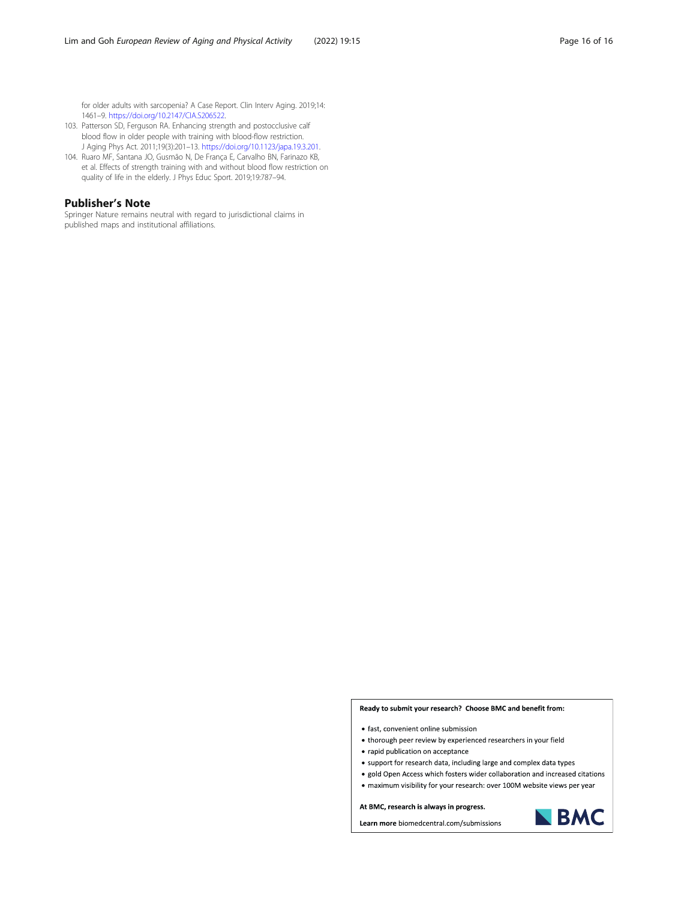for older adults with sarcopenia? A Case Report. Clin Interv Aging. 2019;14: 1461–9. https://doi.org/10.2147/CIA.S206522.

103. Patterson SD, Ferguson RA. Enhancing strength and postocclusive calf blood flow in older people with training with blood-flow restriction. J Aging Phys Act. 2011;19(3):201–13. https://doi.org/10.1123/japa.19.3.201.
104. Ruaro MF, Santana JO, Gusmão N, De França E, Carvalho BN, Farinazo KB, et al. Effects of strength training with and without blood flow restriction on quality of life in the elderly. J Phys Educ Sport. 2019;19:787–94.

## Publisher's Note

Springer Nature remains neutral with regard to jurisdictional claims in published maps and institutional affiliations.

**Ready to submit your research? Choose BMC and benefit from:**

- fast, convenient online submission
- thorough peer review by experienced researchers in your field
- rapid publication on acceptance
- support for research data, including large and complex data types
- gold Open Access which fosters wider collaboration and increased citations
- maximum visibility for your research: over 100M website views per year

**At BMC, research is always in progress.**

**Learn more** biomedcentral.com/submissions

BMC